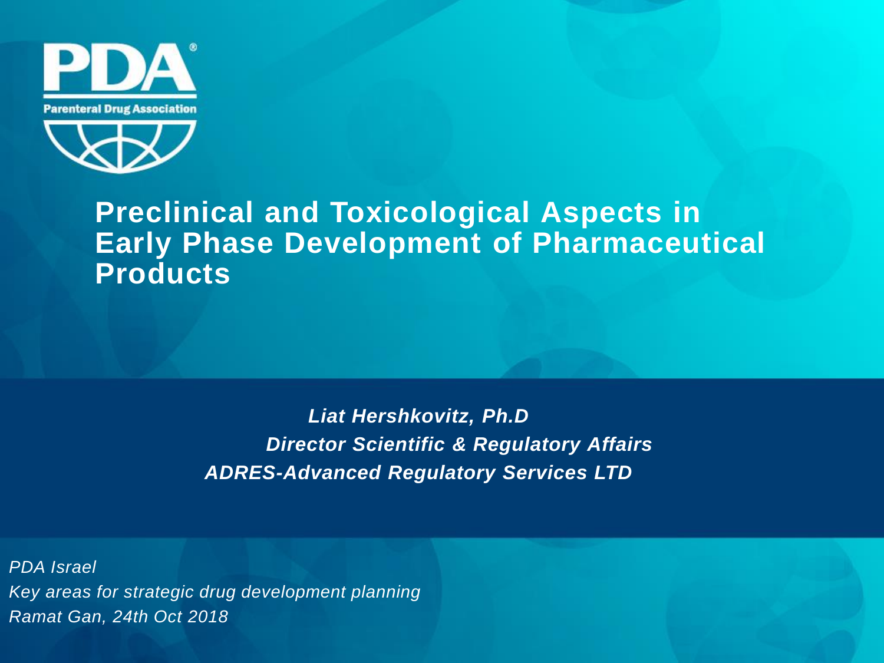PDA®

Parenteral Drug Association

# Preclinical and Toxicological Aspects in Early Phase Development of Pharmaceutical Products

***Liat Hershkovitz, Ph.D***

***Director Scientific & Regulatory Affairs***

***ADRES-Advanced Regulatory Services LTD***

*PDA Israel*
*Key areas for strategic drug development planning*
*Ramat Gan, 24th Oct 2018*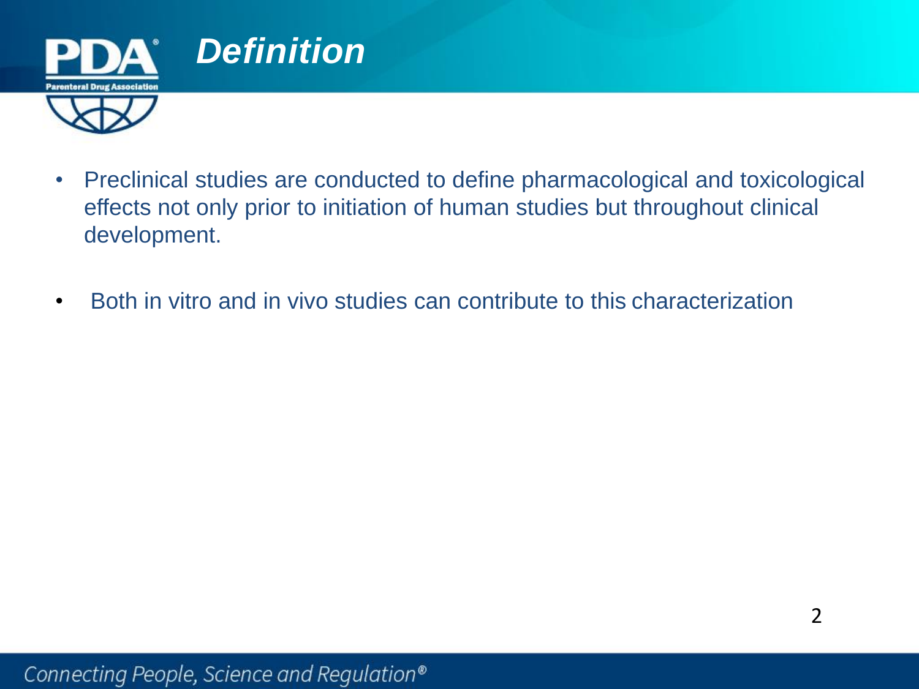# Definition

- Preclinical studies are conducted to define pharmacological and toxicological effects not only prior to initiation of human studies but throughout clinical development.
- Both in vitro and in vivo studies can contribute to this characterization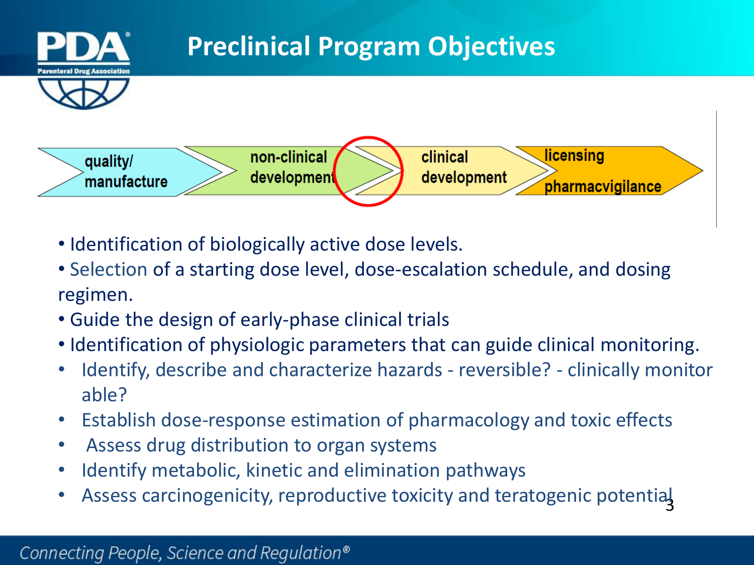# Preclinical Program Objectives

quality/ manufacture → non-clinical development → clinical development → licensing pharmacvigilance

- Identification of biologically active dose levels.
- Selection of a starting dose level, dose-escalation schedule, and dosing regimen.
- Guide the design of early-phase clinical trials
- Identification of physiologic parameters that can guide clinical monitoring.
- Identify, describe and characterize hazards - reversible? - clinically monitor able?
- Establish dose-response estimation of pharmacology and toxic effects
- Assess drug distribution to organ systems
- Identify metabolic, kinetic and elimination pathways
- Assess carcinogenicity, reproductive toxicity and teratogenic potential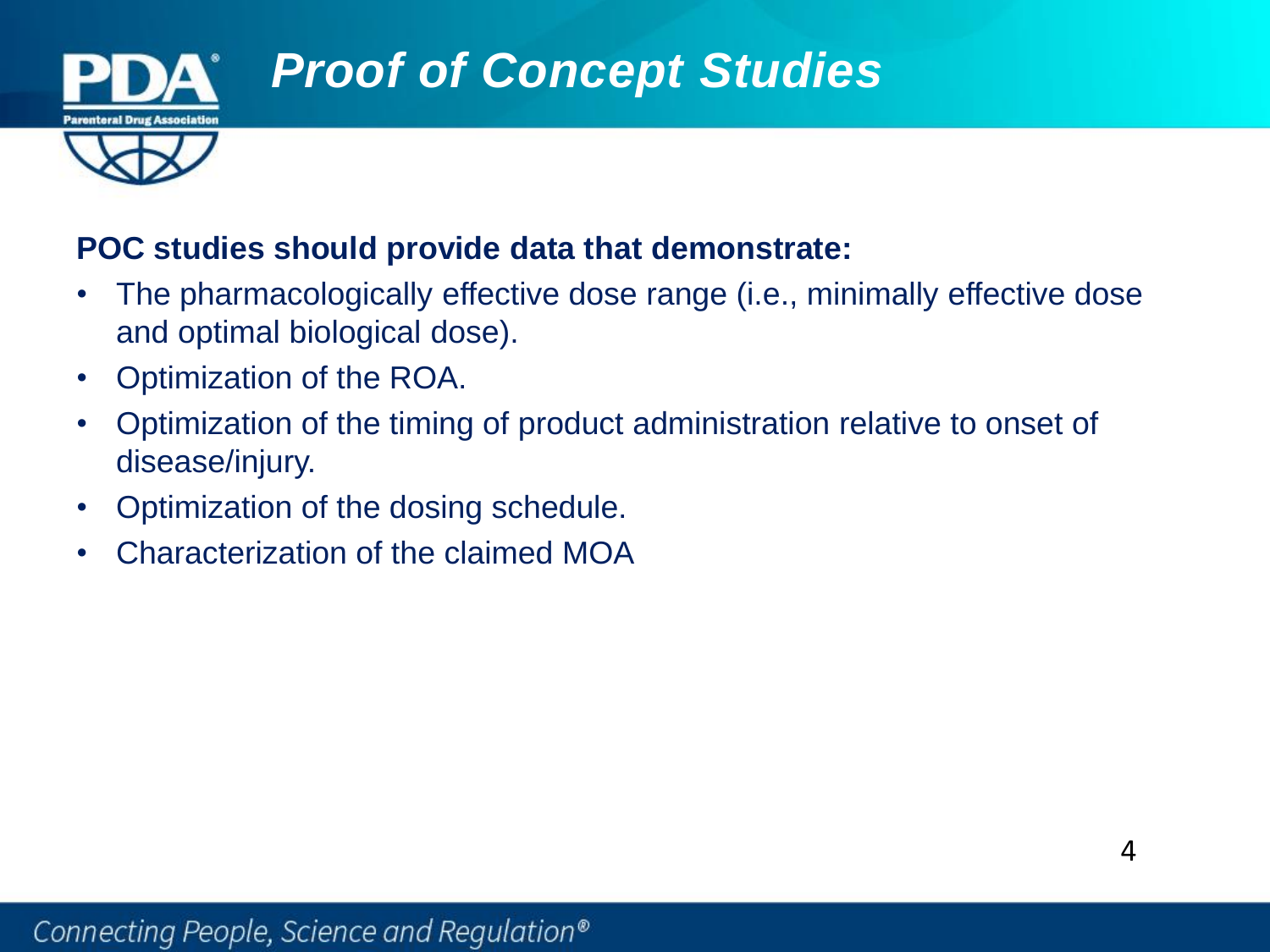# Proof of Concept Studies

**POC studies should provide data that demonstrate:**

- The pharmacologically effective dose range (i.e., minimally effective dose and optimal biological dose).
- Optimization of the ROA.
- Optimization of the timing of product administration relative to onset of disease/injury.
- Optimization of the dosing schedule.
- Characterization of the claimed MOA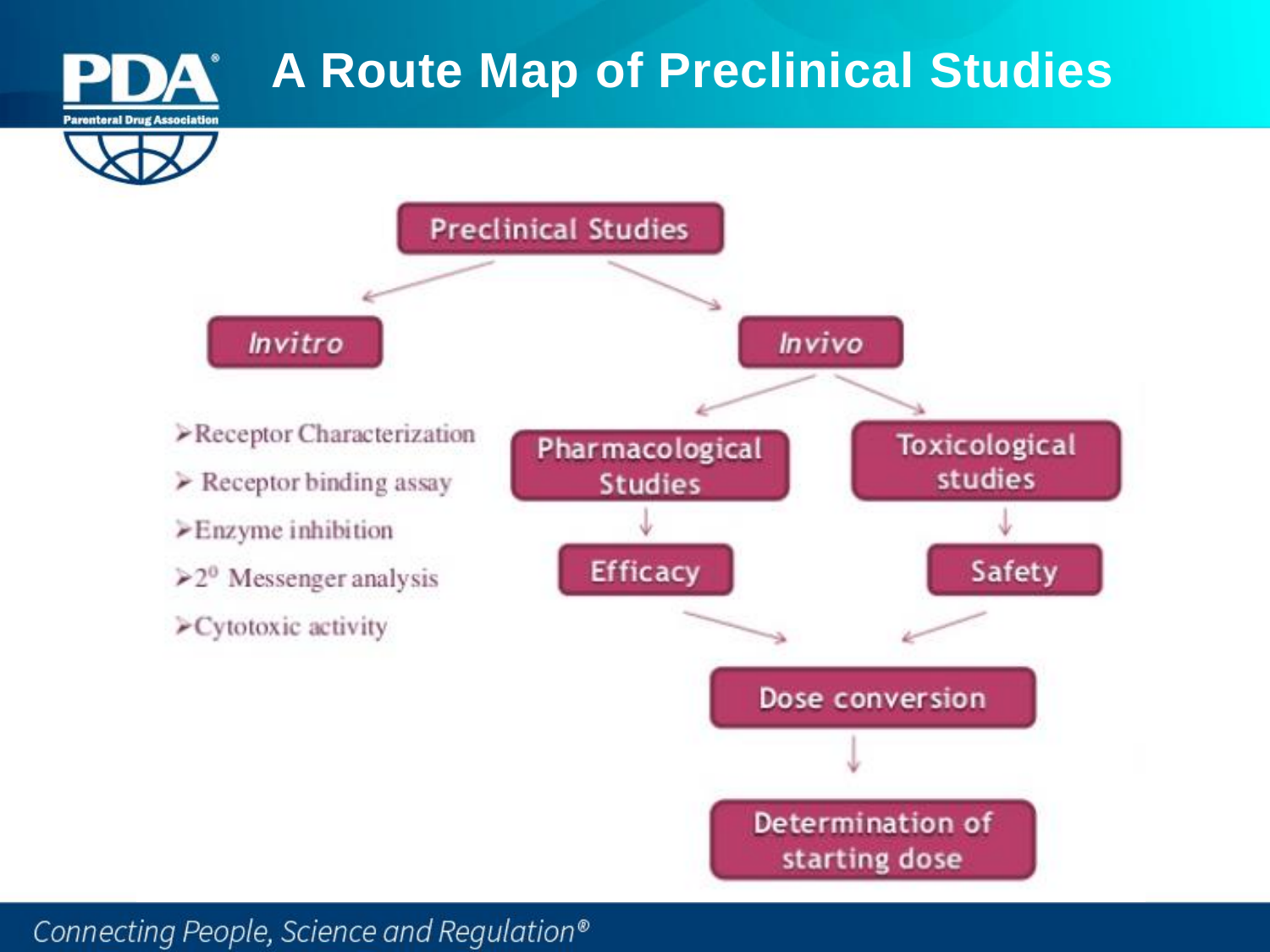# A Route Map of Preclinical Studies

**Preclinical Studies**

- *Invitro*
  - Receptor Characterization
  - Receptor binding assay
  - Enzyme inhibition
  - $2^0$ Messenger analysis
  - Cytotoxic activity
- *Invivo*
  - Pharmacological Studies → Efficacy
  - Toxicological studies → Safety

Efficacy + Safety → Dose conversion → Determination of starting dose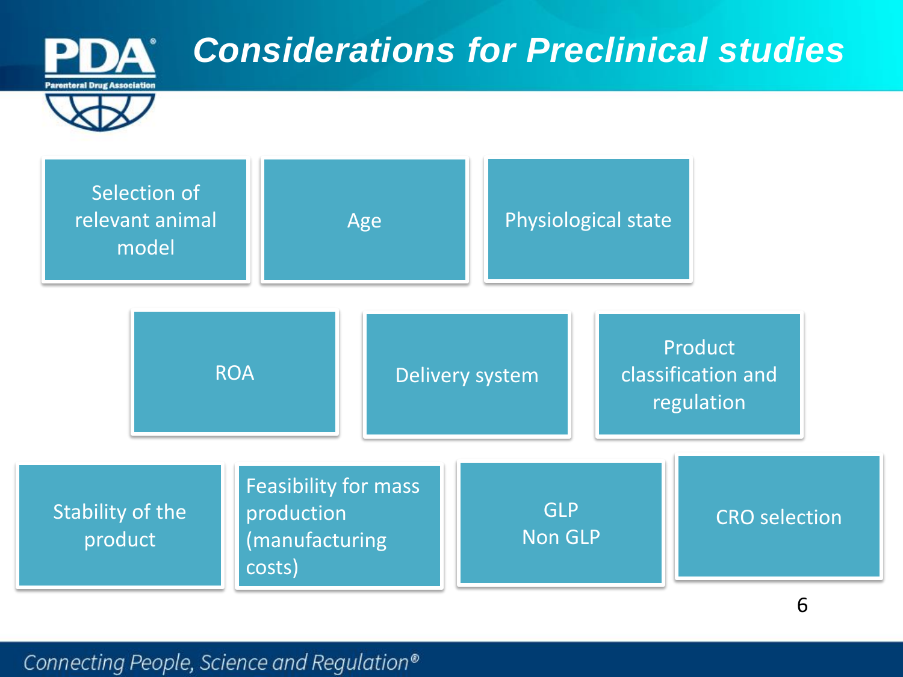# Considerations for Preclinical studies

- Selection of relevant animal model
- Age
- Physiological state
- ROA
- Delivery system
- Product classification and regulation
- Stability of the product
- Feasibility for mass production (manufacturing costs)
- GLP
  Non GLP
- CRO selection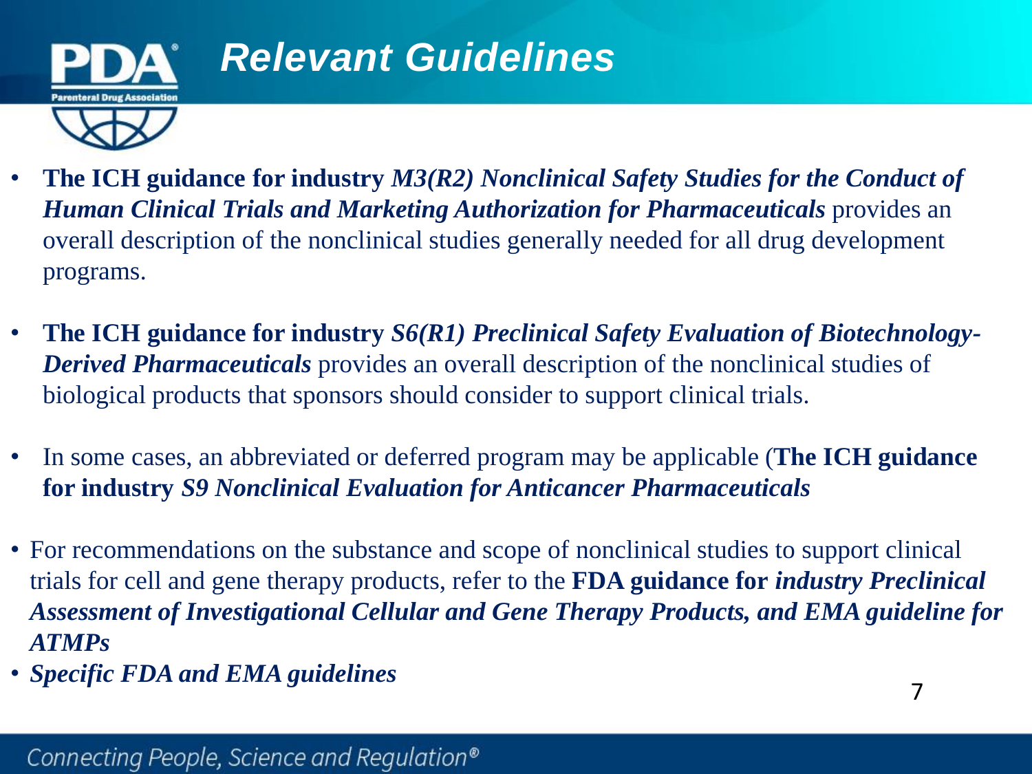# Relevant Guidelines

- **The ICH guidance for industry** ***M3(R2) Nonclinical Safety Studies for the Conduct of Human Clinical Trials and Marketing Authorization for Pharmaceuticals*** provides an overall description of the nonclinical studies generally needed for all drug development programs.

- **The ICH guidance for industry** ***S6(R1) Preclinical Safety Evaluation of Biotechnology-Derived Pharmaceuticals*** provides an overall description of the nonclinical studies of biological products that sponsors should consider to support clinical trials.

- In some cases, an abbreviated or deferred program may be applicable (**The ICH guidance for industry** ***S9 Nonclinical Evaluation for Anticancer Pharmaceuticals***

- For recommendations on the substance and scope of nonclinical studies to support clinical trials for cell and gene therapy products, refer to the **FDA guidance for** ***industry Preclinical Assessment of Investigational Cellular and Gene Therapy Products, and EMA guideline for ATMPs***
- ***Specific FDA and EMA guidelines***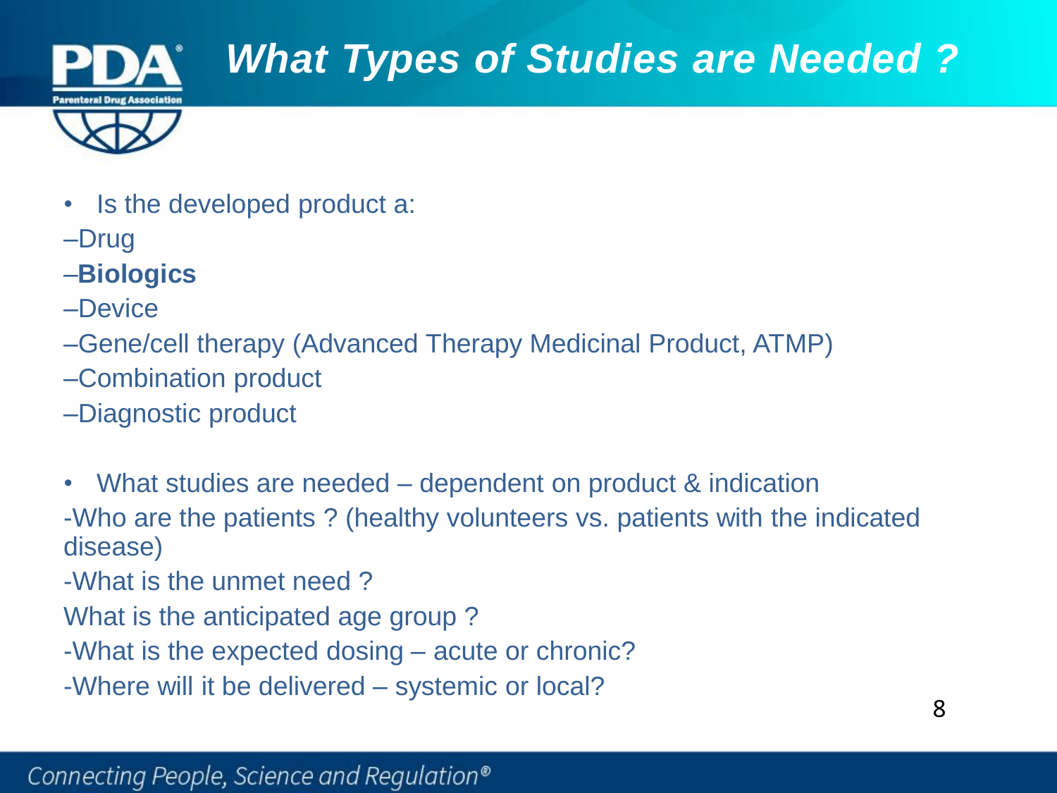# What Types of Studies are Needed ?

- Is the developed product a:

–Drug

–**Biologics**

–Device

–Gene/cell therapy (Advanced Therapy Medicinal Product, ATMP)

–Combination product

–Diagnostic product

- What studies are needed – dependent on product & indication

-Who are the patients ? (healthy volunteers vs. patients with the indicated disease)

-What is the unmet need ?

What is the anticipated age group ?

-What is the expected dosing – acute or chronic?

-Where will it be delivered – systemic or local?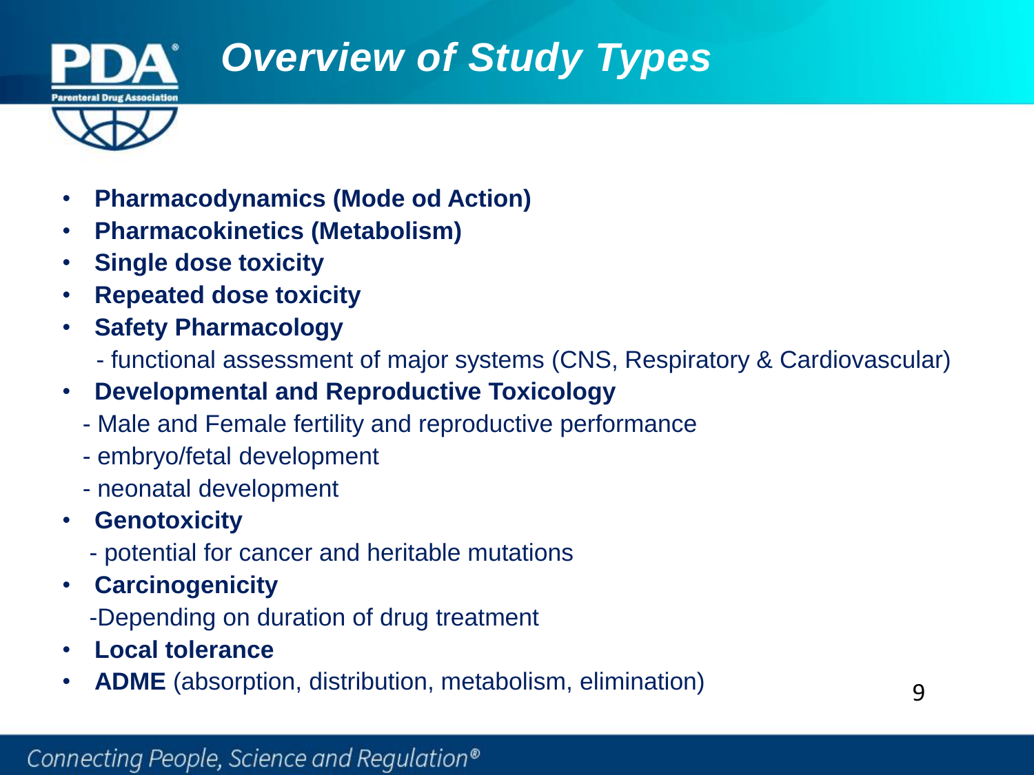# *Overview of Study Types*

- **Pharmacodynamics (Mode od Action)**
- **Pharmacokinetics (Metabolism)**
- **Single dose toxicity**
- **Repeated dose toxicity**
- **Safety Pharmacology**
  - functional assessment of major systems (CNS, Respiratory & Cardiovascular)
- **Developmental and Reproductive Toxicology**
  - Male and Female fertility and reproductive performance
  - embryo/fetal development
  - neonatal development
- **Genotoxicity**
  - potential for cancer and heritable mutations
- **Carcinogenicity**
  - Depending on duration of drug treatment
- **Local tolerance**
- **ADME** (absorption, distribution, metabolism, elimination)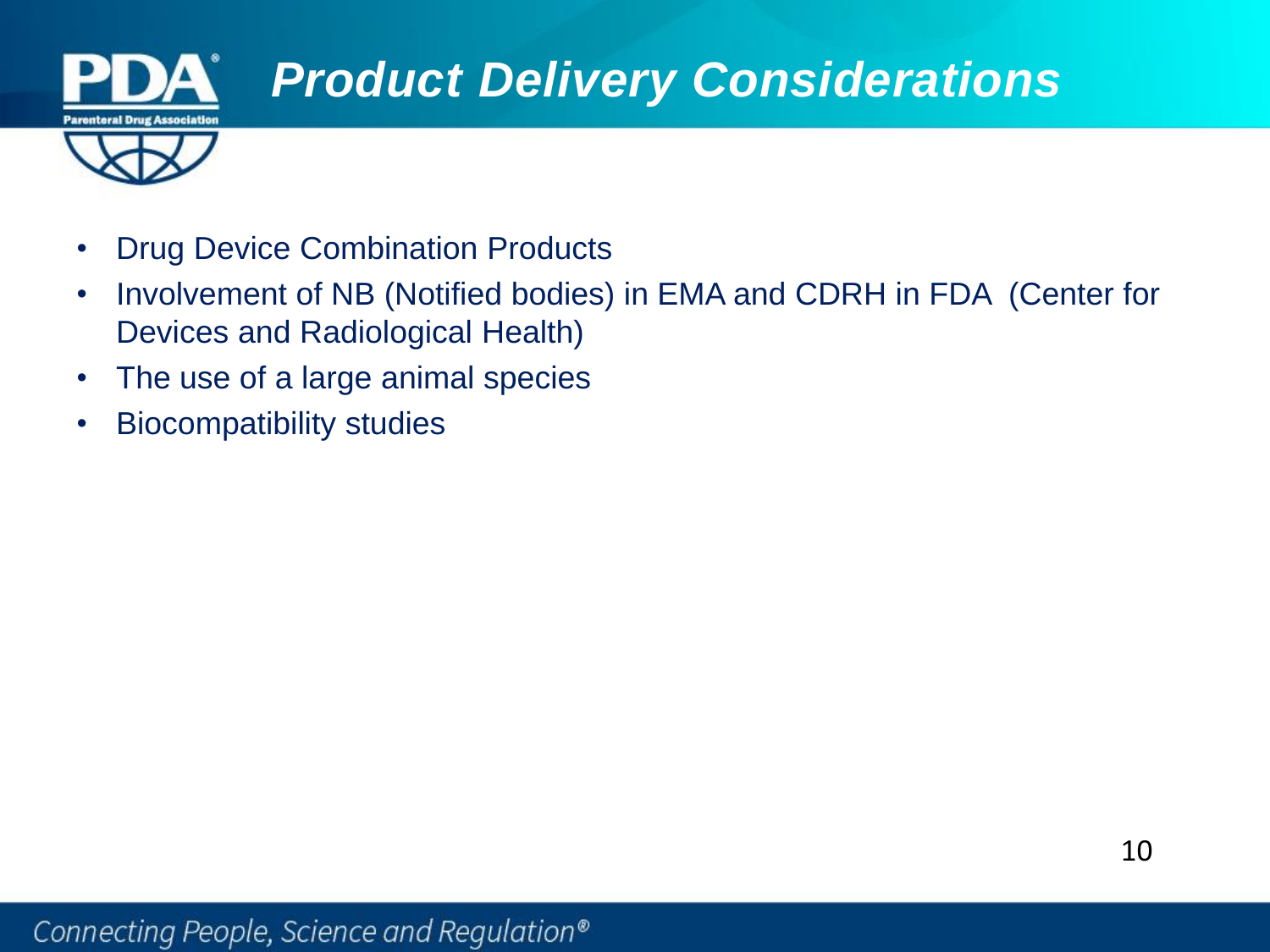# Product Delivery Considerations

- Drug Device Combination Products
- Involvement of NB (Notified bodies) in EMA and CDRH in FDA (Center for Devices and Radiological Health)
- The use of a large animal species
- Biocompatibility studies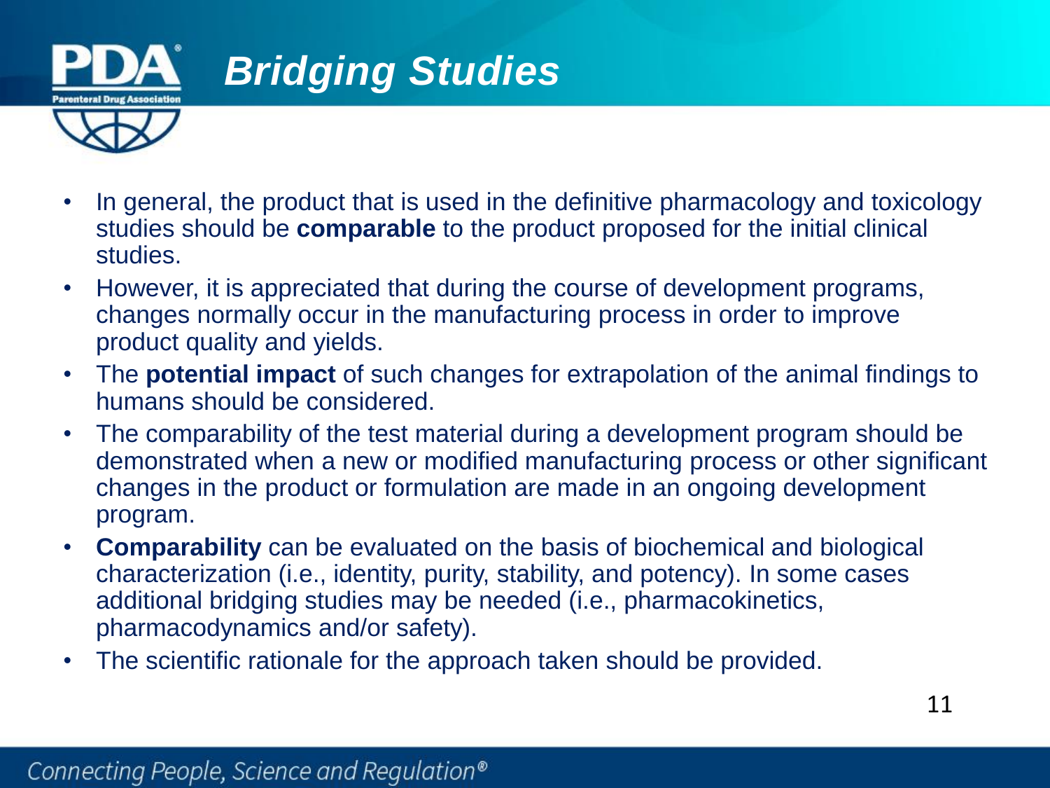# *Bridging Studies*

- In general, the product that is used in the definitive pharmacology and toxicology studies should be **comparable** to the product proposed for the initial clinical studies.
- However, it is appreciated that during the course of development programs, changes normally occur in the manufacturing process in order to improve product quality and yields.
- The **potential impact** of such changes for extrapolation of the animal findings to humans should be considered.
- The comparability of the test material during a development program should be demonstrated when a new or modified manufacturing process or other significant changes in the product or formulation are made in an ongoing development program.
- **Comparability** can be evaluated on the basis of biochemical and biological characterization (i.e., identity, purity, stability, and potency). In some cases additional bridging studies may be needed (i.e., pharmacokinetics, pharmacodynamics and/or safety).
- The scientific rationale for the approach taken should be provided.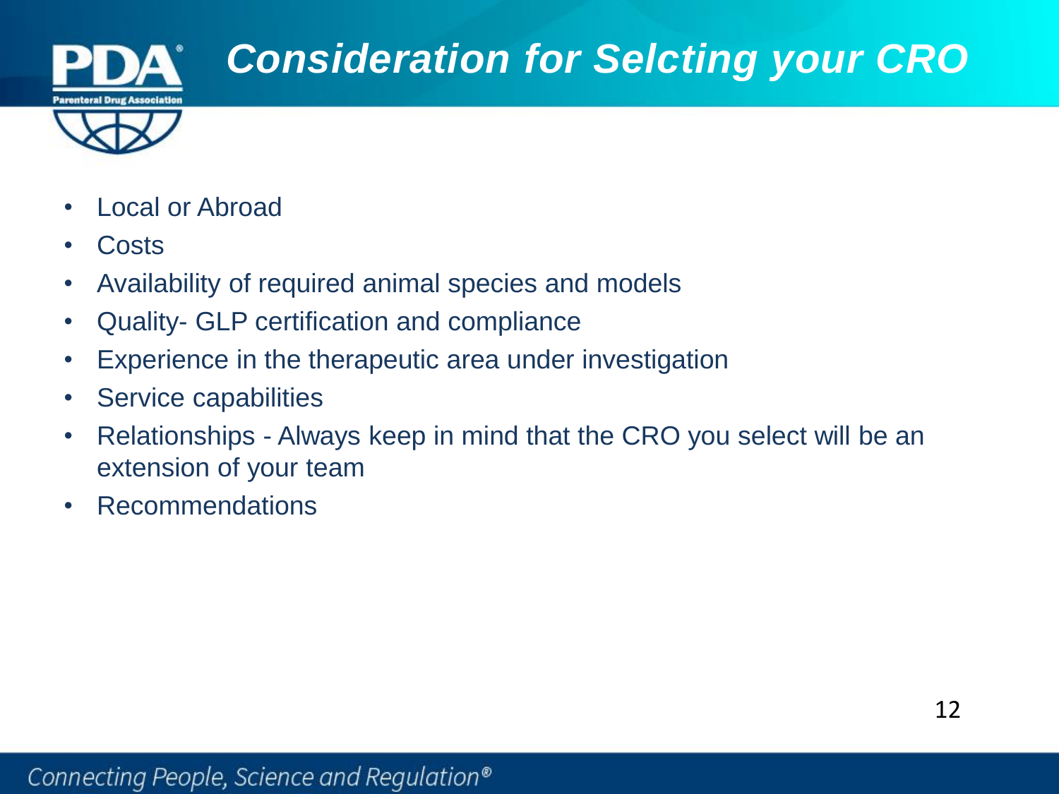# *Consideration for Selcting your CRO*

- Local or Abroad
- Costs
- Availability of required animal species and models
- Quality- GLP certification and compliance
- Experience in the therapeutic area under investigation
- Service capabilities
- Relationships - Always keep in mind that the CRO you select will be an extension of your team
- Recommendations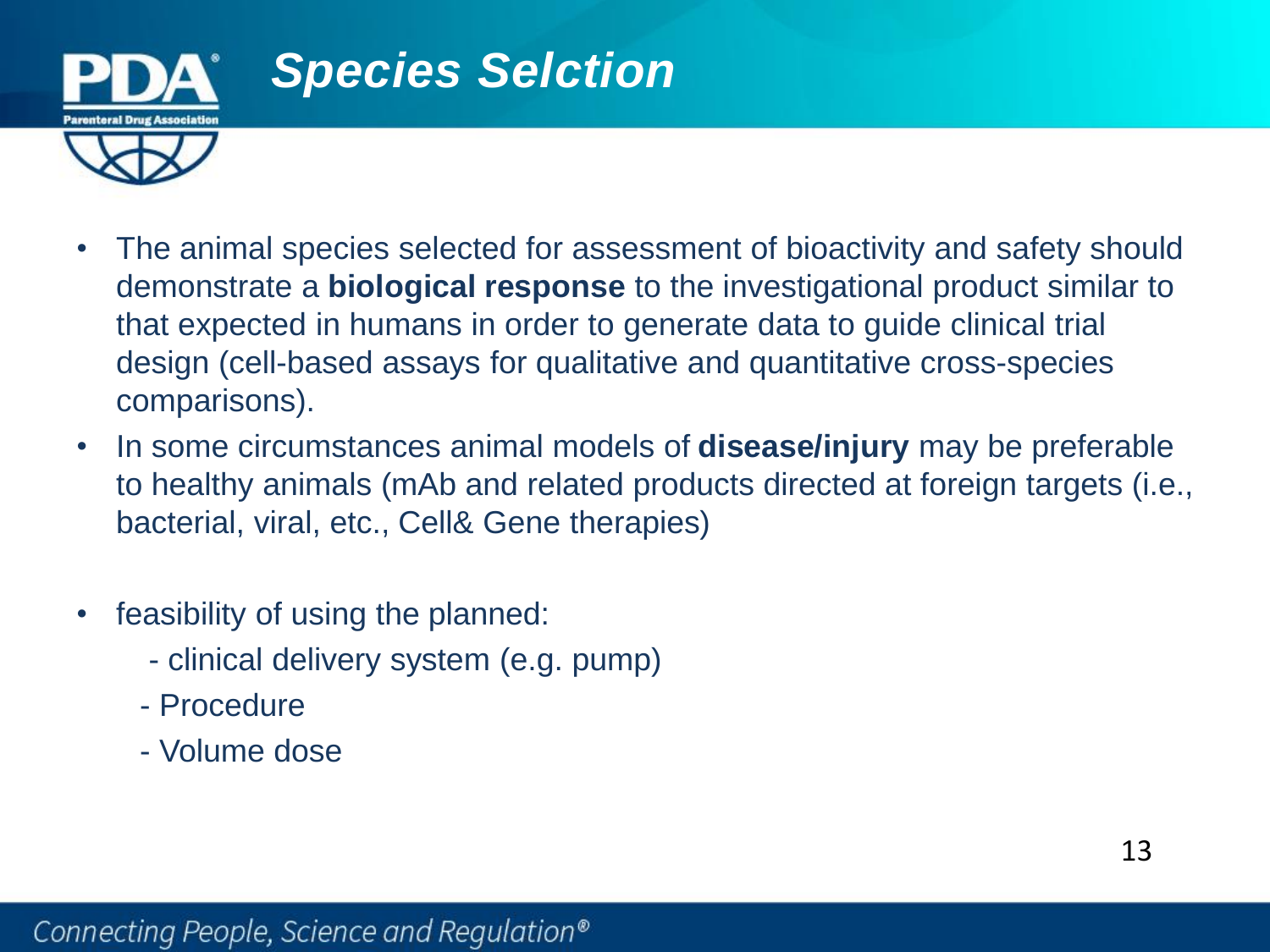# Species Selction

- The animal species selected for assessment of bioactivity and safety should demonstrate a **biological response** to the investigational product similar to that expected in humans in order to generate data to guide clinical trial design (cell-based assays for qualitative and quantitative cross-species comparisons).
- In some circumstances animal models of **disease/injury** may be preferable to healthy animals (mAb and related products directed at foreign targets (i.e., bacterial, viral, etc., Cell& Gene therapies)
- feasibility of using the planned:
  - clinical delivery system (e.g. pump)
  - Procedure
  - Volume dose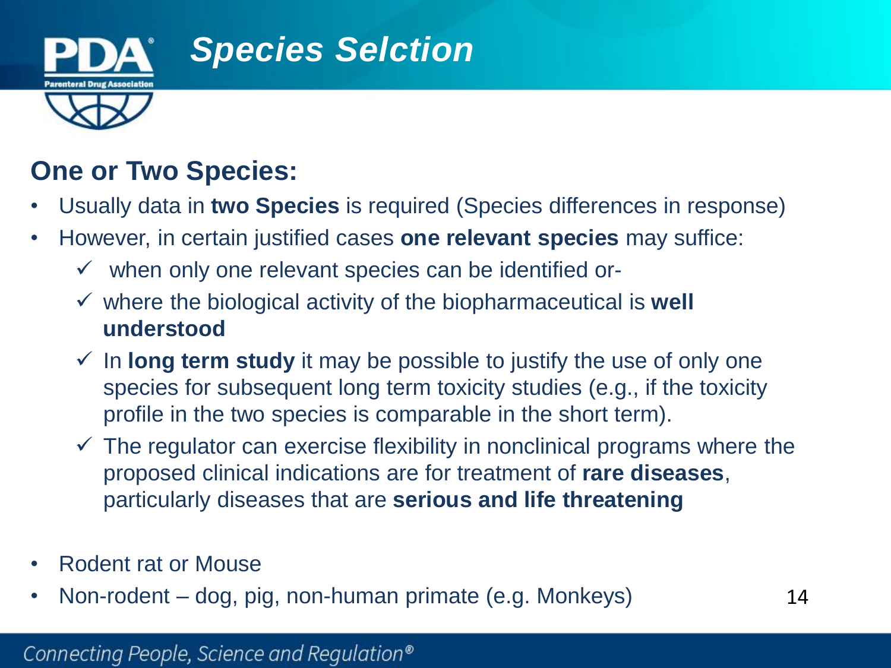# Species Selction

## One or Two Species:

- Usually data in **two Species** is required (Species differences in response)
- However, in certain justified cases **one relevant species** may suffice:
  - ✓ when only one relevant species can be identified or-
  - ✓ where the biological activity of the biopharmaceutical is **well understood**
  - ✓ In **long term study** it may be possible to justify the use of only one species for subsequent long term toxicity studies (e.g., if the toxicity profile in the two species is comparable in the short term).
  - ✓ The regulator can exercise flexibility in nonclinical programs where the proposed clinical indications are for treatment of **rare diseases**, particularly diseases that are **serious and life threatening**

- Rodent rat or Mouse
- Non-rodent – dog, pig, non-human primate (e.g. Monkeys)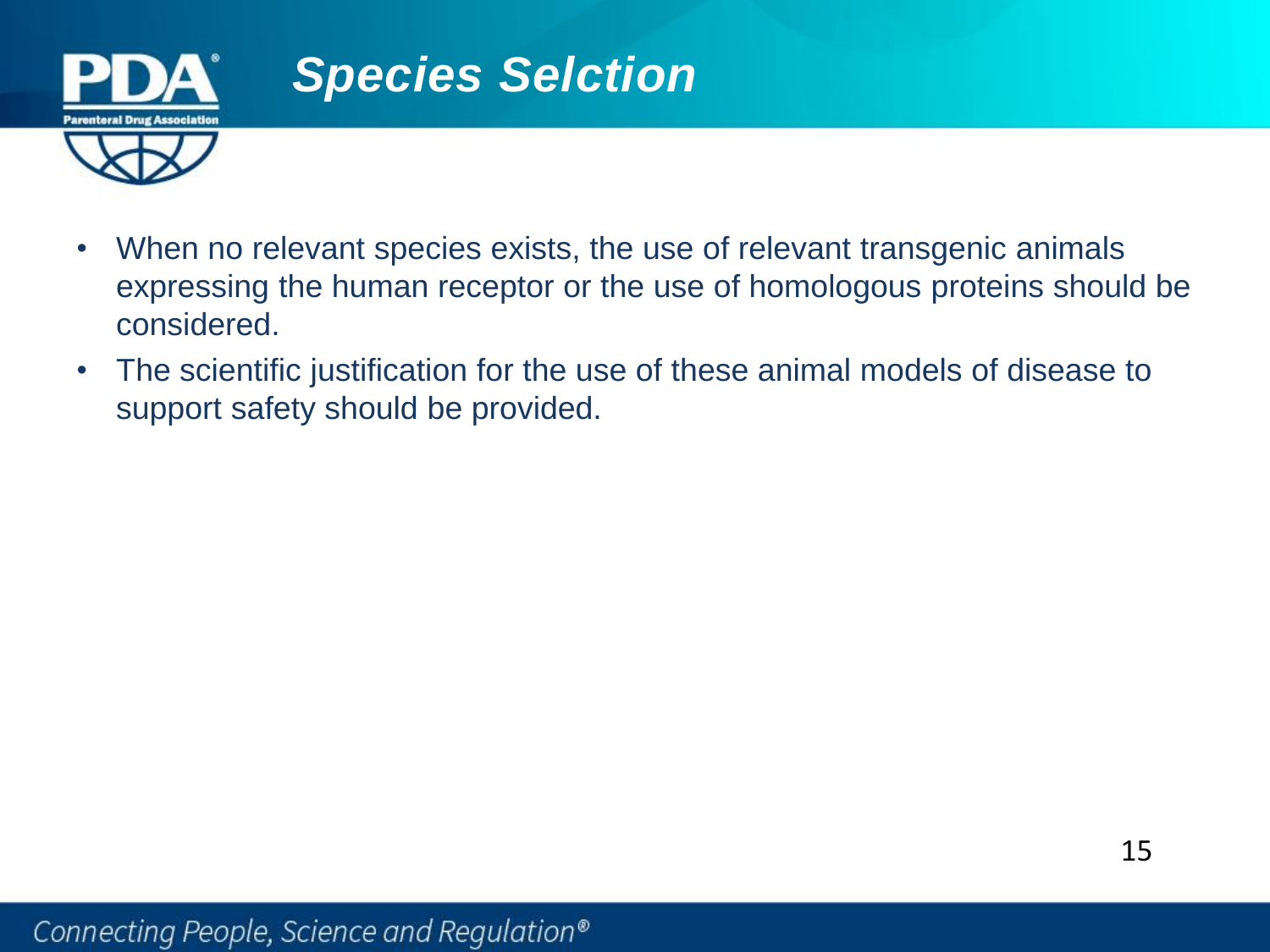# *Species Selction*

- When no relevant species exists, the use of relevant transgenic animals expressing the human receptor or the use of homologous proteins should be considered.
- The scientific justification for the use of these animal models of disease to support safety should be provided.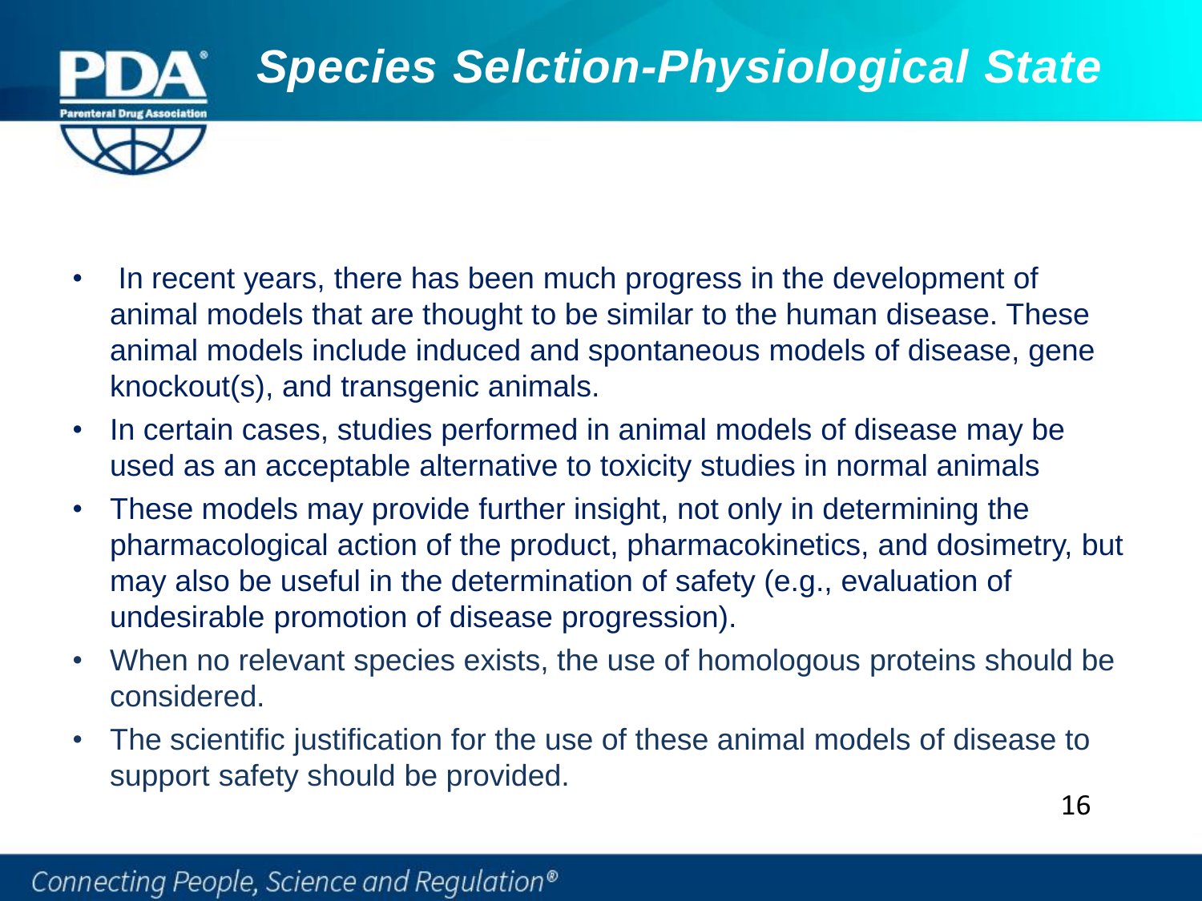# Species Selction-Physiological State

- In recent years, there has been much progress in the development of animal models that are thought to be similar to the human disease. These animal models include induced and spontaneous models of disease, gene knockout(s), and transgenic animals.
- In certain cases, studies performed in animal models of disease may be used as an acceptable alternative to toxicity studies in normal animals
- These models may provide further insight, not only in determining the pharmacological action of the product, pharmacokinetics, and dosimetry, but may also be useful in the determination of safety (e.g., evaluation of undesirable promotion of disease progression).
- When no relevant species exists, the use of homologous proteins should be considered.
- The scientific justification for the use of these animal models of disease to support safety should be provided.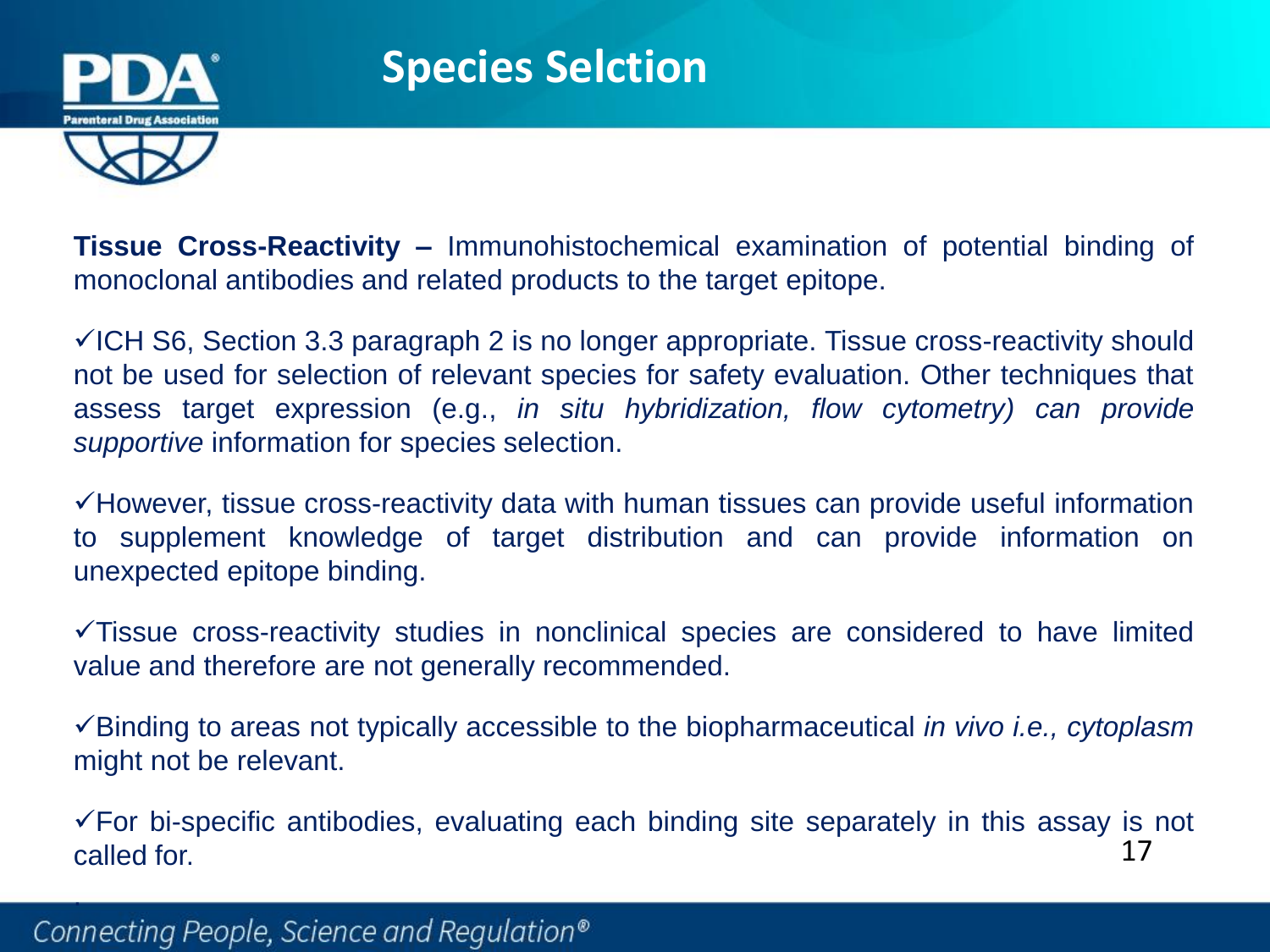# Species Selction

**Tissue Cross-Reactivity –** Immunohistochemical examination of potential binding of monoclonal antibodies and related products to the target epitope.

✓ICH S6, Section 3.3 paragraph 2 is no longer appropriate. Tissue cross-reactivity should not be used for selection of relevant species for safety evaluation. Other techniques that assess target expression (e.g., *in situ hybridization, flow cytometry) can provide supportive* information for species selection.

✓However, tissue cross-reactivity data with human tissues can provide useful information to supplement knowledge of target distribution and can provide information on unexpected epitope binding.

✓Tissue cross-reactivity studies in nonclinical species are considered to have limited value and therefore are not generally recommended.

✓Binding to areas not typically accessible to the biopharmaceutical *in vivo i.e., cytoplasm* might not be relevant.

✓For bi-specific antibodies, evaluating each binding site separately in this assay is not called for.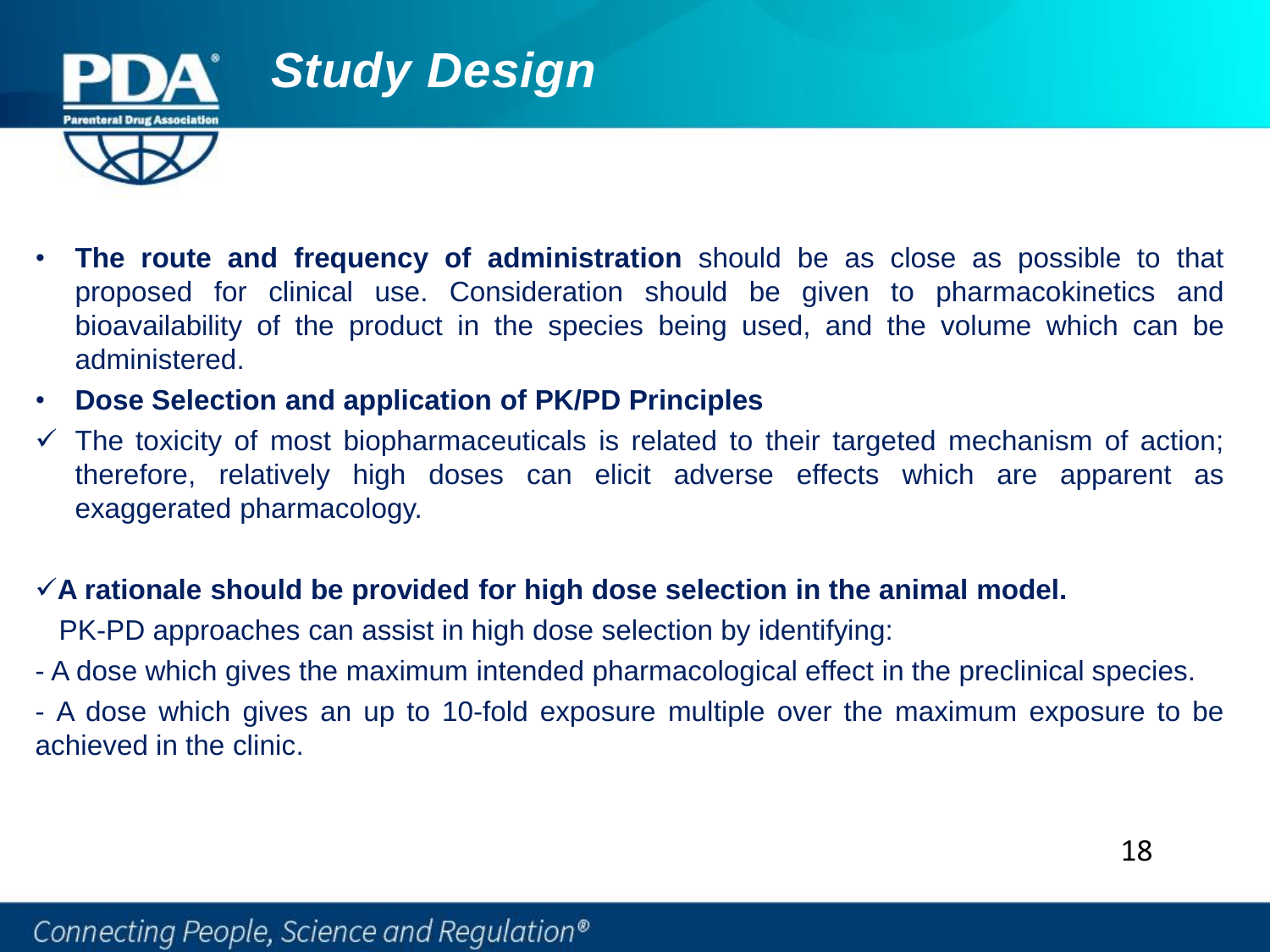# Study Design

- **The route and frequency of administration** should be as close as possible to that proposed for clinical use. Consideration should be given to pharmacokinetics and bioavailability of the product in the species being used, and the volume which can be administered.
- **Dose Selection and application of PK/PD Principles**

✓ The toxicity of most biopharmaceuticals is related to their targeted mechanism of action; therefore, relatively high doses can elicit adverse effects which are apparent as exaggerated pharmacology.

✓**A rationale should be provided for high dose selection in the animal model.**

PK-PD approaches can assist in high dose selection by identifying:

- A dose which gives the maximum intended pharmacological effect in the preclinical species.
- A dose which gives an up to 10-fold exposure multiple over the maximum exposure to be achieved in the clinic.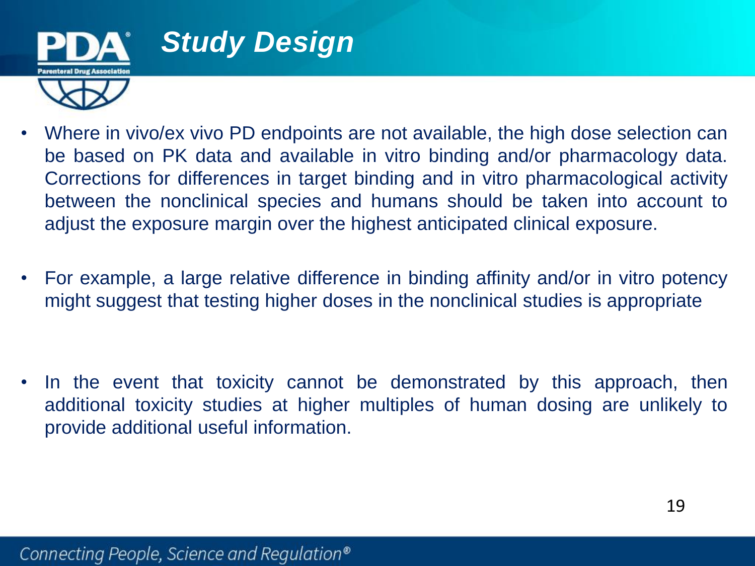# Study Design

- Where in vivo/ex vivo PD endpoints are not available, the high dose selection can be based on PK data and available in vitro binding and/or pharmacology data. Corrections for differences in target binding and in vitro pharmacological activity between the nonclinical species and humans should be taken into account to adjust the exposure margin over the highest anticipated clinical exposure.

- For example, a large relative difference in binding affinity and/or in vitro potency might suggest that testing higher doses in the nonclinical studies is appropriate

- In the event that toxicity cannot be demonstrated by this approach, then additional toxicity studies at higher multiples of human dosing are unlikely to provide additional useful information.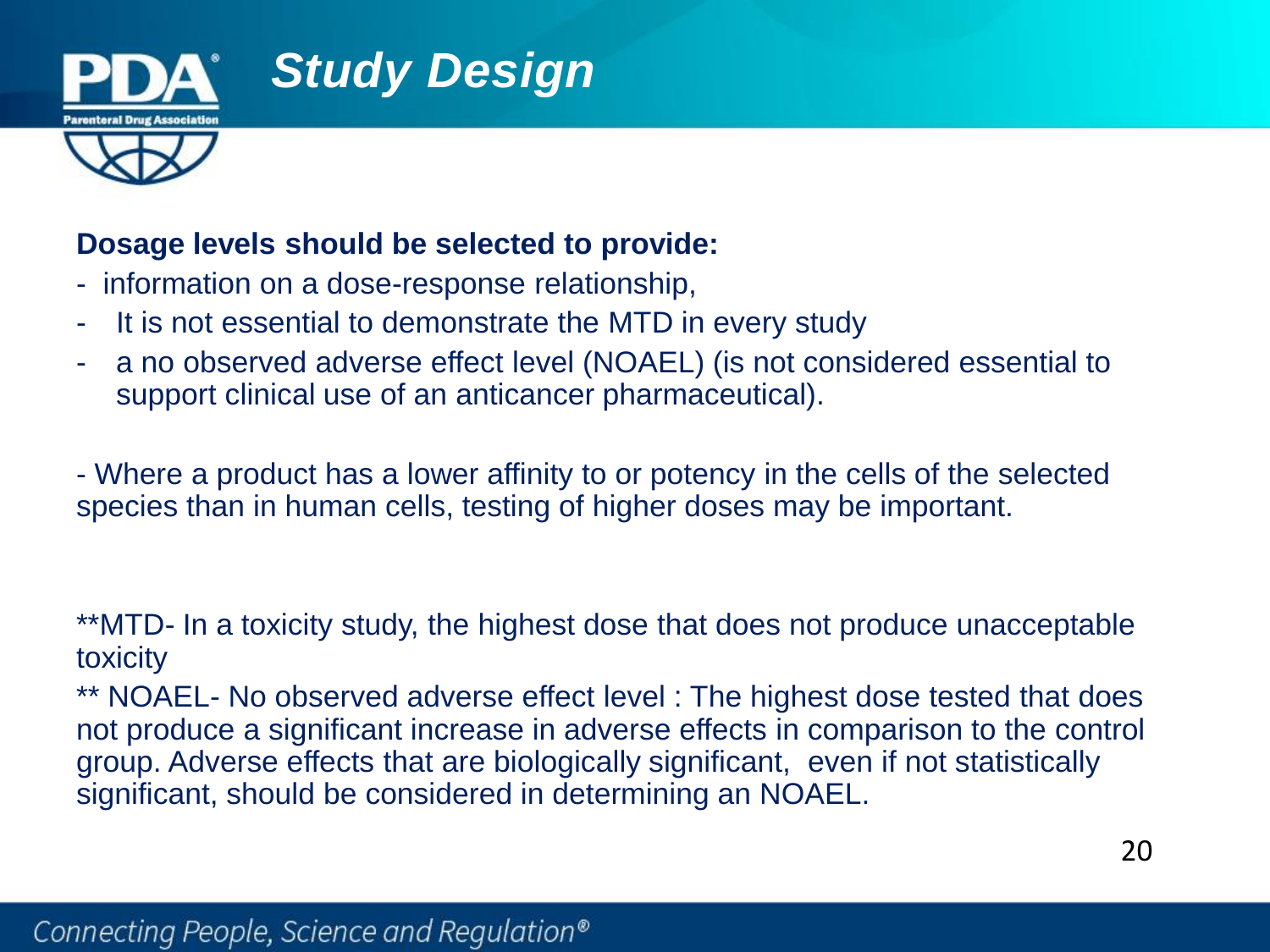# Study Design

**Dosage levels should be selected to provide:**

- information on a dose-response relationship,
- It is not essential to demonstrate the MTD in every study
- a no observed adverse effect level (NOAEL) (is not considered essential to support clinical use of an anticancer pharmaceutical).

- Where a product has a lower affinity to or potency in the cells of the selected species than in human cells, testing of higher doses may be important.

**MTD- In a toxicity study, the highest dose that does not produce unacceptable toxicity

** NOAEL- No observed adverse effect level : The highest dose tested that does not produce a significant increase in adverse effects in comparison to the control group. Adverse effects that are biologically significant, even if not statistically significant, should be considered in determining an NOAEL.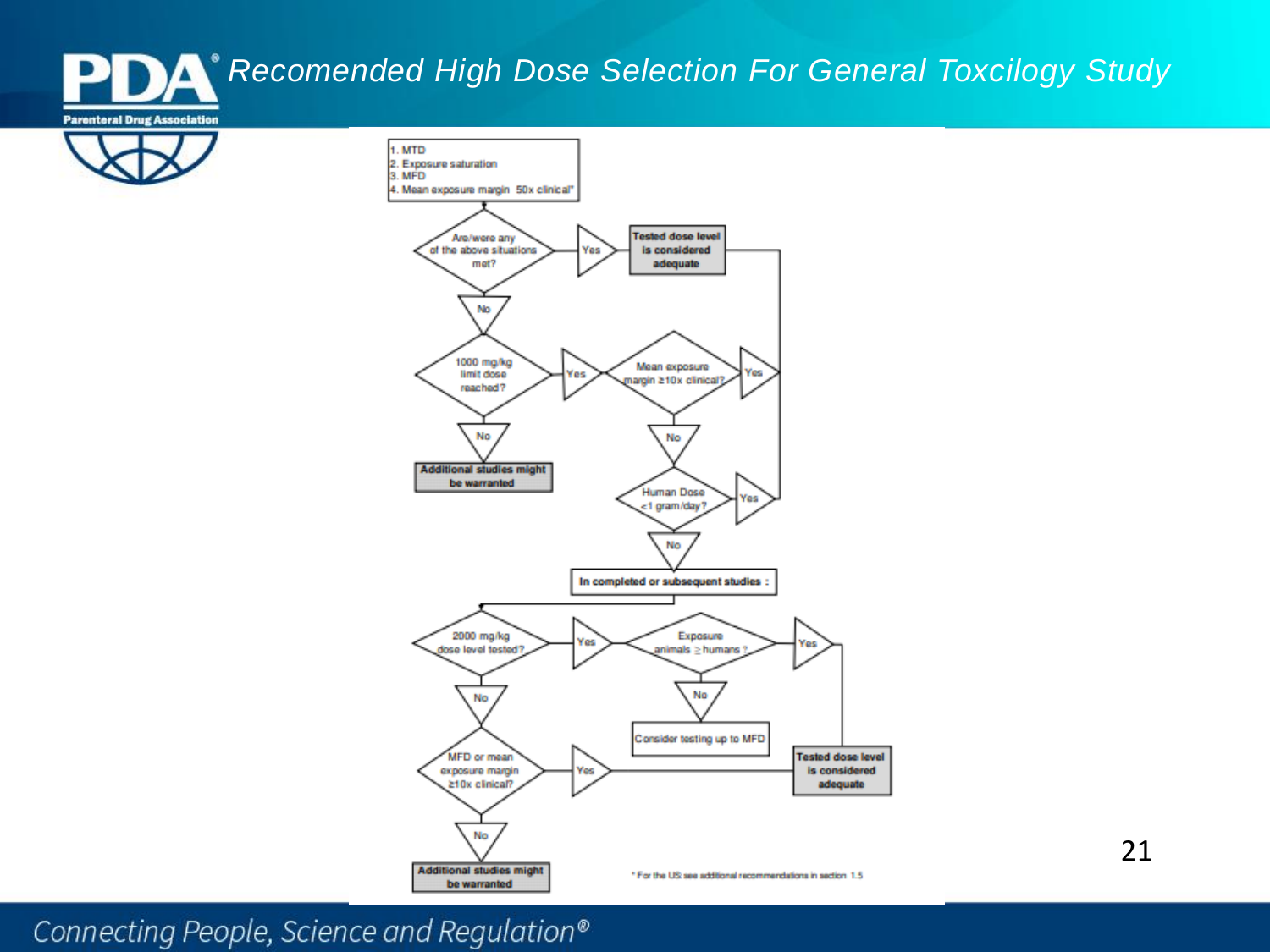# Recomended High Dose Selection For General Toxcilogy Study

1. MTD
2. Exposure saturation
3. MFD
4. Mean exposure margin 50x clinical*

Are/were any of the above situations met?

- Yes → Tested dose level is considered adequate
- No → 1000 mg/kg limit dose reached?
  - No → Additional studies might be warranted
  - Yes → Mean exposure margin ≥10x clinical?
    - Yes → Tested dose level is considered adequate
    - No → Human Dose <1 gram/day?
      - Yes → Tested dose level is considered adequate
      - No → In completed or subsequent studies :

2000 mg/kg dose level tested?

- Yes → Exposure animals ≥ humans ?
  - Yes → Tested dose level is considered adequate
  - No → Consider testing up to MFD
- No → MFD or mean exposure margin ≥10x clinical?
  - Yes → Tested dose level is considered adequate
  - No → Additional studies might be warranted

\* For the US see additional recommendations in section 1.5

*Connecting People, Science and Regulation®*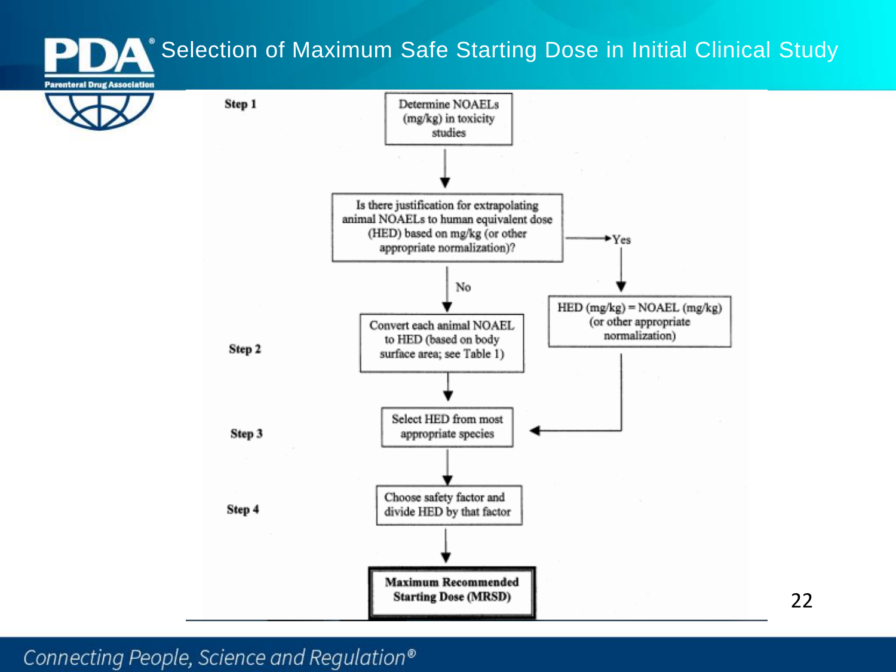# Selection of Maximum Safe Starting Dose in Initial Clinical Study

**Step 1**

Determine NOAELs (mg/kg) in toxicity studies

↓

Is there justification for extrapolating animal NOAELs to human equivalent dose (HED) based on mg/kg (or other appropriate normalization)?

→ Yes → HED (mg/kg) = NOAEL (mg/kg) (or other appropriate normalization) → Step 3

↓ No

**Step 2**

Convert each animal NOAEL to HED (based on body surface area; see Table 1)

↓

**Step 3**

Select HED from most appropriate species

↓

**Step 4**

Choose safety factor and divide HED by that factor

↓

**Maximum Recommended Starting Dose (MRSD)**

*Connecting People, Science and Regulation®*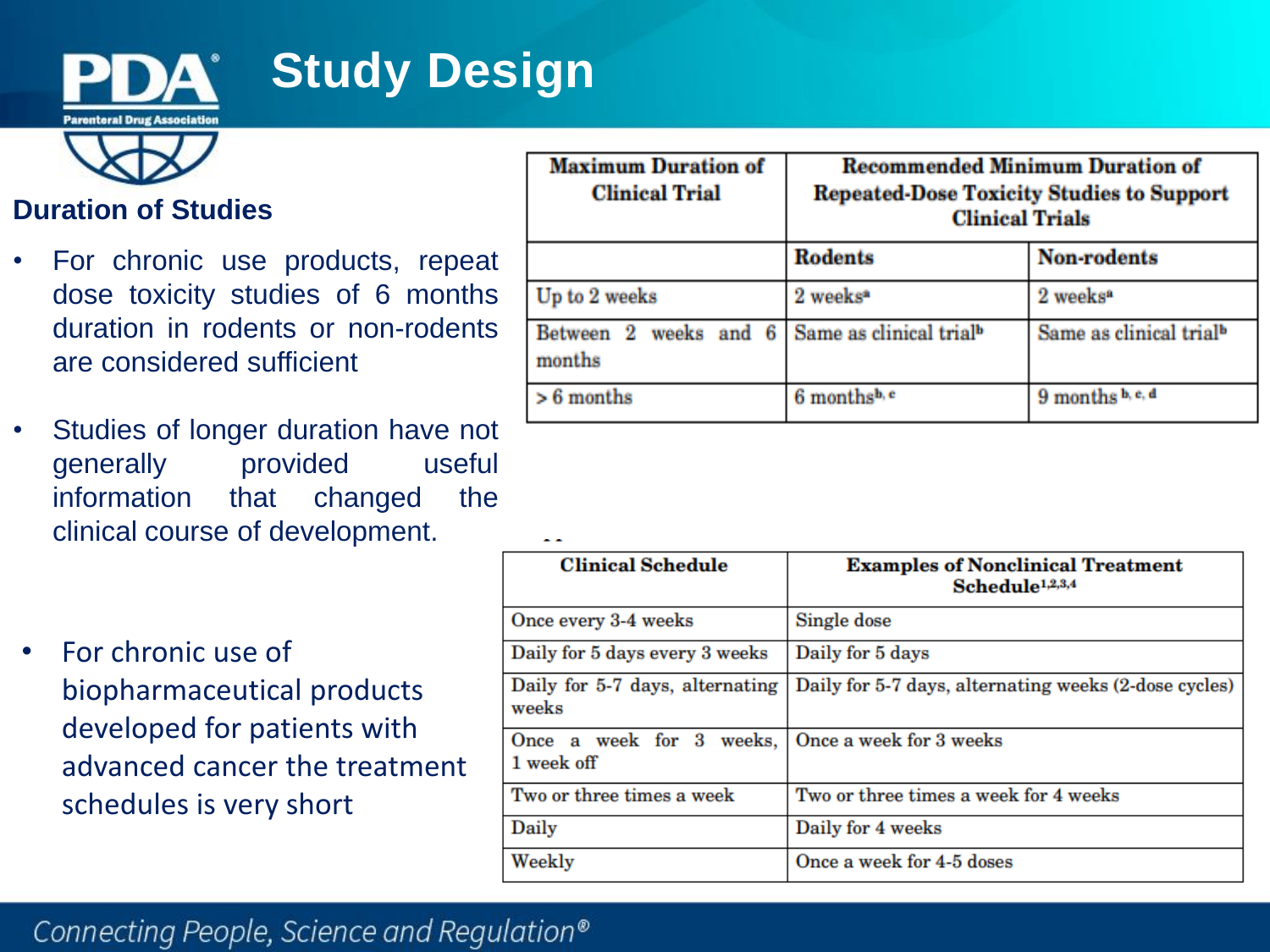# Study Design

## Duration of Studies

- For chronic use products, repeat dose toxicity studies of 6 months duration in rodents or non-rodents are considered sufficient
- Studies of longer duration have not generally provided useful information that changed the clinical course of development.

| Maximum Duration of Clinical Trial | Recommended Minimum Duration of Repeated-Dose Toxicity Studies to Support Clinical Trials | |
|---|---|---|
| | Rodents | Non-rodents |
| Up to 2 weeks | 2 weeks[a] | 2 weeks[a] |
| Between 2 weeks and 6 months | Same as clinical trial[b] | Same as clinical trial[b] |
| > 6 months | 6 months[b, c] | 9 months[b, c, d] |

- For chronic use of biopharmaceutical products developed for patients with advanced cancer the treatment schedules is very short

| Clinical Schedule | Examples of Nonclinical Treatment Schedule[1,2,3,4] |
|---|---|
| Once every 3-4 weeks | Single dose |
| Daily for 5 days every 3 weeks | Daily for 5 days |
| Daily for 5-7 days, alternating weeks | Daily for 5-7 days, alternating weeks (2-dose cycles) |
| Once a week for 3 weeks, 1 week off | Once a week for 3 weeks |
| Two or three times a week | Two or three times a week for 4 weeks |
| Daily | Daily for 4 weeks |
| Weekly | Once a week for 4-5 doses |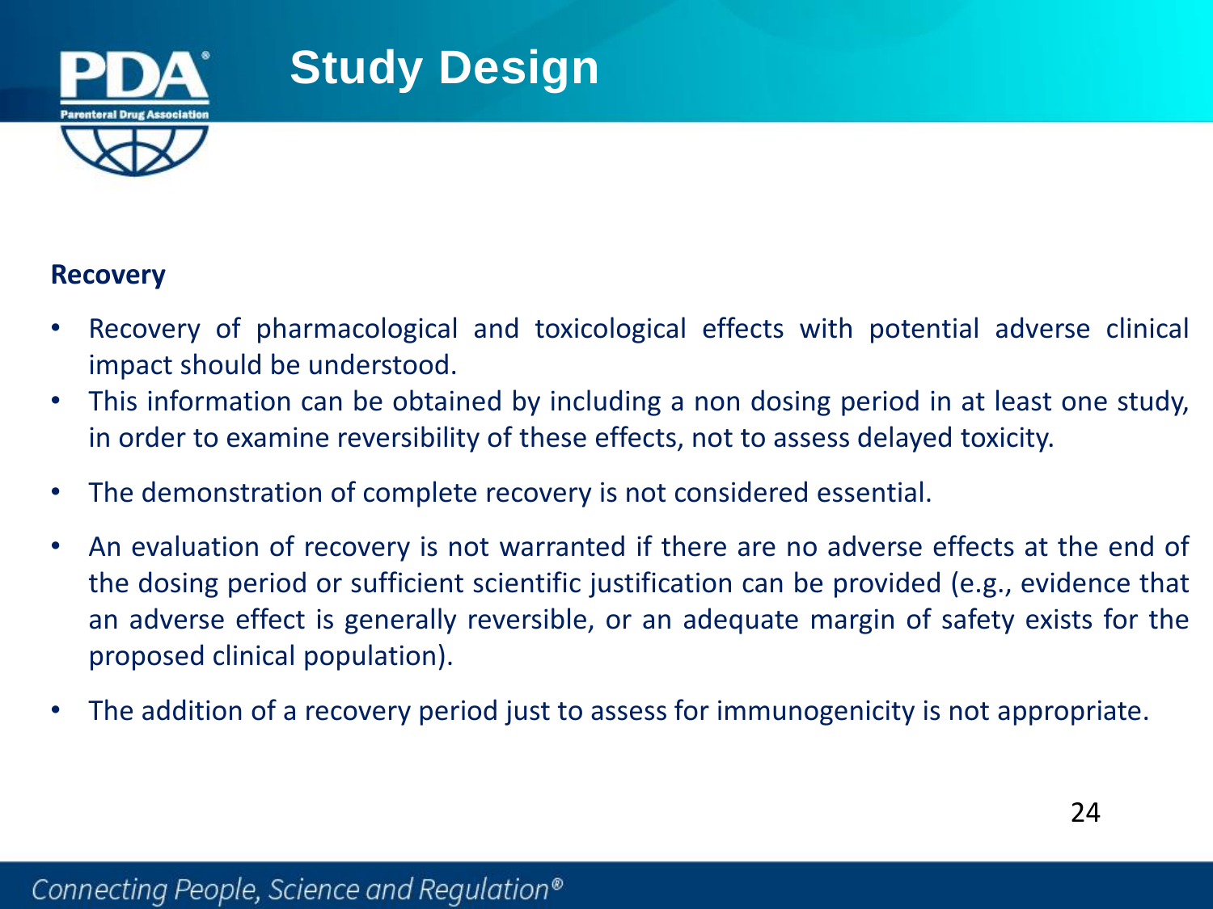# Study Design

**Recovery**

- Recovery of pharmacological and toxicological effects with potential adverse clinical impact should be understood.
- This information can be obtained by including a non dosing period in at least one study, in order to examine reversibility of these effects, not to assess delayed toxicity.
- The demonstration of complete recovery is not considered essential.
- An evaluation of recovery is not warranted if there are no adverse effects at the end of the dosing period or sufficient scientific justification can be provided (e.g., evidence that an adverse effect is generally reversible, or an adequate margin of safety exists for the proposed clinical population).
- The addition of a recovery period just to assess for immunogenicity is not appropriate.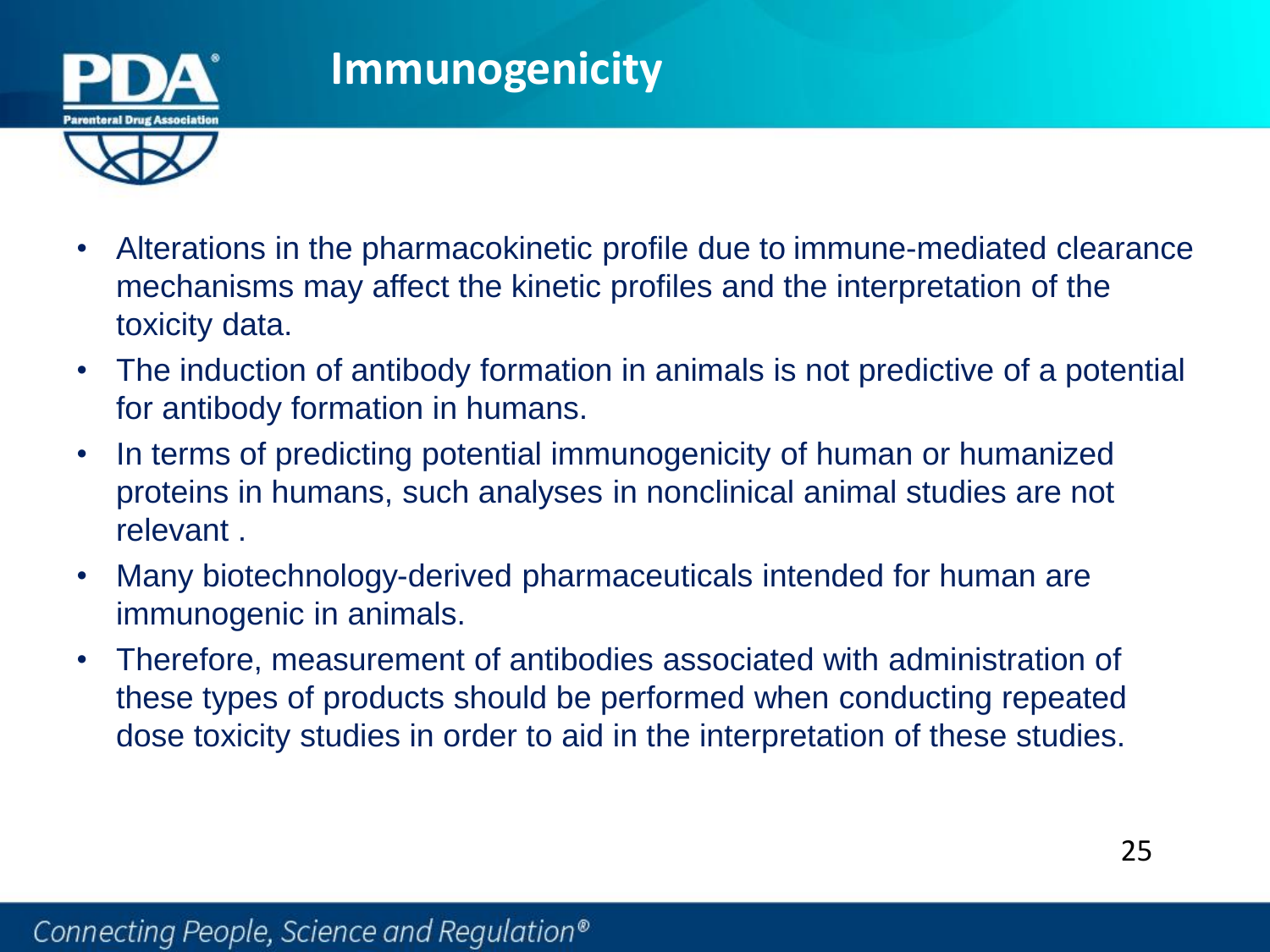# Immunogenicity

- Alterations in the pharmacokinetic profile due to immune-mediated clearance mechanisms may affect the kinetic profiles and the interpretation of the toxicity data.
- The induction of antibody formation in animals is not predictive of a potential for antibody formation in humans.
- In terms of predicting potential immunogenicity of human or humanized proteins in humans, such analyses in nonclinical animal studies are not relevant .
- Many biotechnology-derived pharmaceuticals intended for human are immunogenic in animals.
- Therefore, measurement of antibodies associated with administration of these types of products should be performed when conducting repeated dose toxicity studies in order to aid in the interpretation of these studies.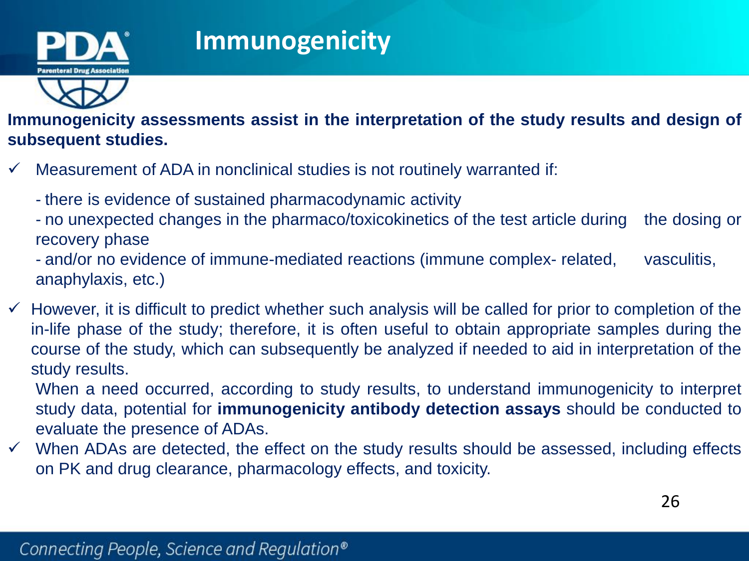# Immunogenicity

**Immunogenicity assessments assist in the interpretation of the study results and design of subsequent studies.**

- ✓ Measurement of ADA in nonclinical studies is not routinely warranted if:

  - there is evidence of sustained pharmacodynamic activity
  - no unexpected changes in the pharmaco/toxicokinetics of the test article during the dosing or recovery phase
  - and/or no evidence of immune-mediated reactions (immune complex- related, vasculitis, anaphylaxis, etc.)

- ✓ However, it is difficult to predict whether such analysis will be called for prior to completion of the in-life phase of the study; therefore, it is often useful to obtain appropriate samples during the course of the study, which can subsequently be analyzed if needed to aid in interpretation of the study results.

  When a need occurred, according to study results, to understand immunogenicity to interpret study data, potential for **immunogenicity antibody detection assays** should be conducted to evaluate the presence of ADAs.

- ✓ When ADAs are detected, the effect on the study results should be assessed, including effects on PK and drug clearance, pharmacology effects, and toxicity.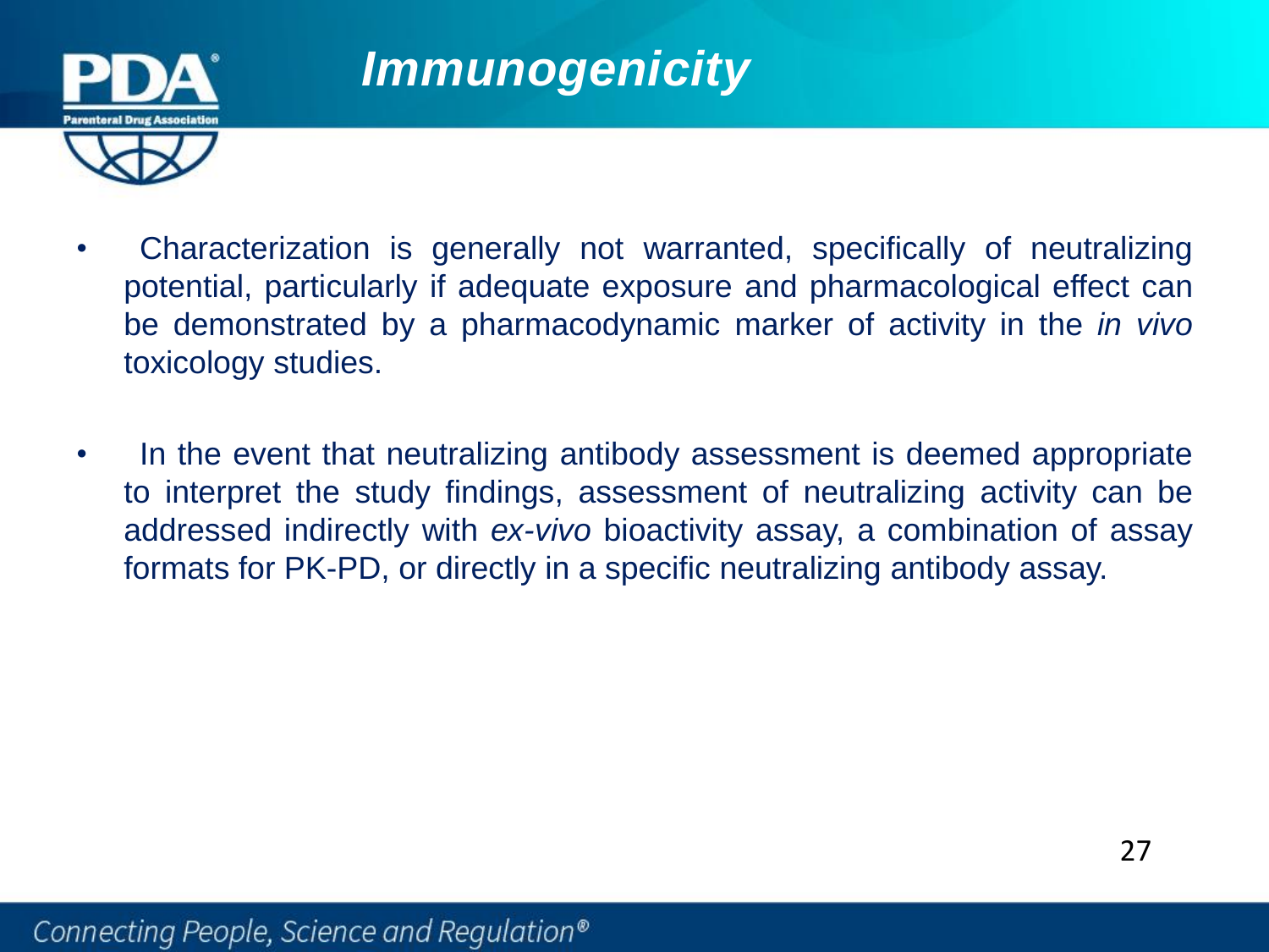# *Immunogenicity*

- Characterization is generally not warranted, specifically of neutralizing potential, particularly if adequate exposure and pharmacological effect can be demonstrated by a pharmacodynamic marker of activity in the *in vivo* toxicology studies.

- In the event that neutralizing antibody assessment is deemed appropriate to interpret the study findings, assessment of neutralizing activity can be addressed indirectly with *ex-vivo* bioactivity assay, a combination of assay formats for PK-PD, or directly in a specific neutralizing antibody assay.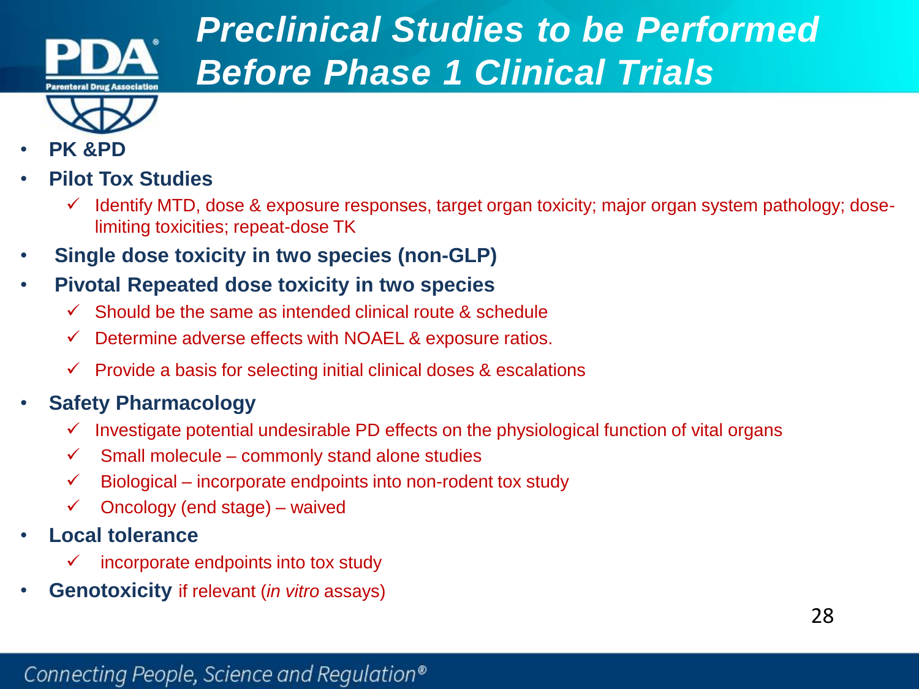# Preclinical Studies to be Performed Before Phase 1 Clinical Trials

- **PK &PD**
- **Pilot Tox Studies**
  - ✓ Identify MTD, dose & exposure responses, target organ toxicity; major organ system pathology; dose-limiting toxicities; repeat-dose TK
- **Single dose toxicity in two species (non-GLP)**
- **Pivotal Repeated dose toxicity in two species**
  - ✓ Should be the same as intended clinical route & schedule
  - ✓ Determine adverse effects with NOAEL & exposure ratios.
  - ✓ Provide a basis for selecting initial clinical doses & escalations
- **Safety Pharmacology**
  - ✓ Investigate potential undesirable PD effects on the physiological function of vital organs
  - ✓ Small molecule – commonly stand alone studies
  - ✓ Biological – incorporate endpoints into non-rodent tox study
  - ✓ Oncology (end stage) – waived
- **Local tolerance**
  - ✓ incorporate endpoints into tox study
- **Genotoxicity** if relevant (*in vitro* assays)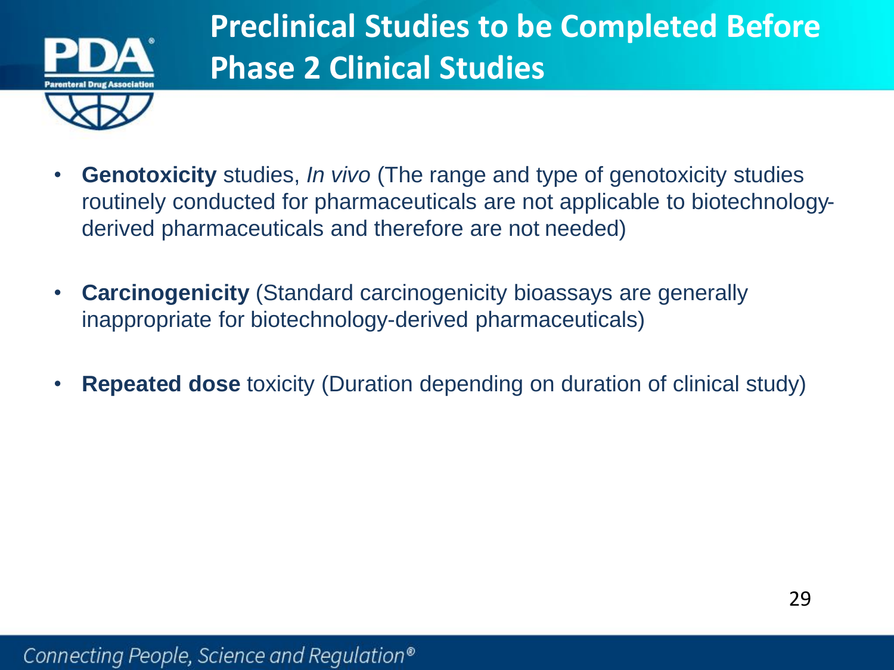# Preclinical Studies to be Completed Before Phase 2 Clinical Studies

- **Genotoxicity** studies, *In vivo* (The range and type of genotoxicity studies routinely conducted for pharmaceuticals are not applicable to biotechnology-derived pharmaceuticals and therefore are not needed)
- **Carcinogenicity** (Standard carcinogenicity bioassays are generally inappropriate for biotechnology-derived pharmaceuticals)
- **Repeated dose** toxicity (Duration depending on duration of clinical study)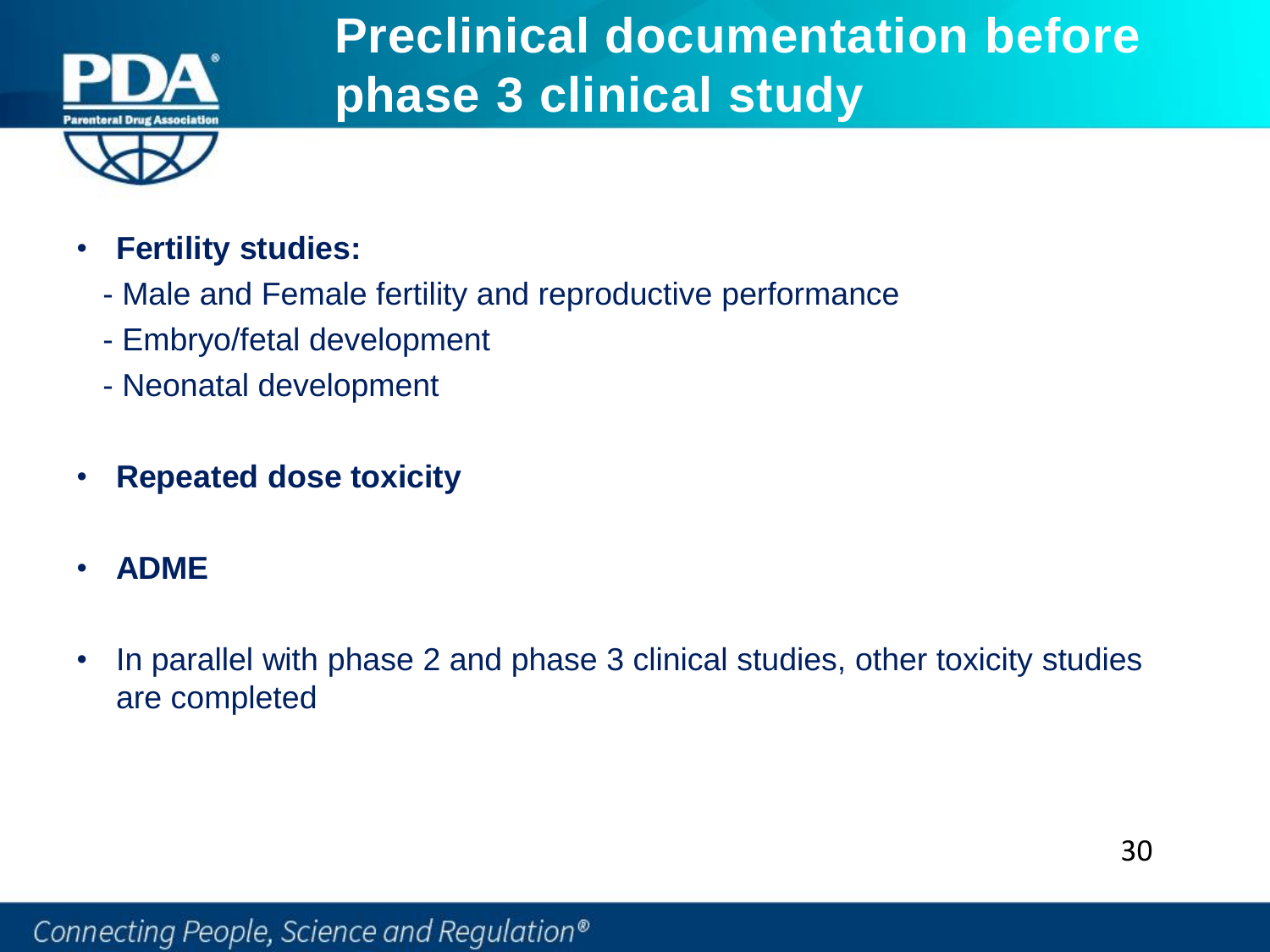# Preclinical documentation before phase 3 clinical study

- **Fertility studies:**
  - Male and Female fertility and reproductive performance
  - Embryo/fetal development
  - Neonatal development
- **Repeated dose toxicity**
- **ADME**
- In parallel with phase 2 and phase 3 clinical studies, other toxicity studies are completed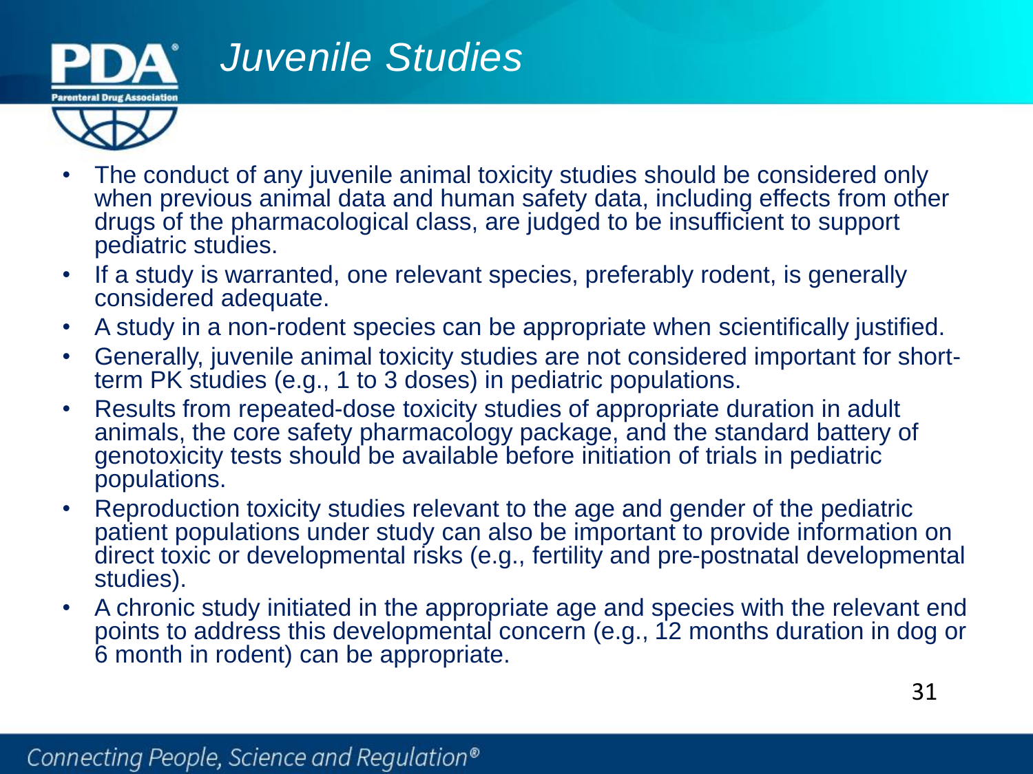# Juvenile Studies

- The conduct of any juvenile animal toxicity studies should be considered only when previous animal data and human safety data, including effects from other drugs of the pharmacological class, are judged to be insufficient to support pediatric studies.
- If a study is warranted, one relevant species, preferably rodent, is generally considered adequate.
- A study in a non-rodent species can be appropriate when scientifically justified.
- Generally, juvenile animal toxicity studies are not considered important for short-term PK studies (e.g., 1 to 3 doses) in pediatric populations.
- Results from repeated-dose toxicity studies of appropriate duration in adult animals, the core safety pharmacology package, and the standard battery of genotoxicity tests should be available before initiation of trials in pediatric populations.
- Reproduction toxicity studies relevant to the age and gender of the pediatric patient populations under study can also be important to provide information on direct toxic or developmental risks (e.g., fertility and pre-postnatal developmental studies).
- A chronic study initiated in the appropriate age and species with the relevant end points to address this developmental concern (e.g., 12 months duration in dog or 6 month in rodent) can be appropriate.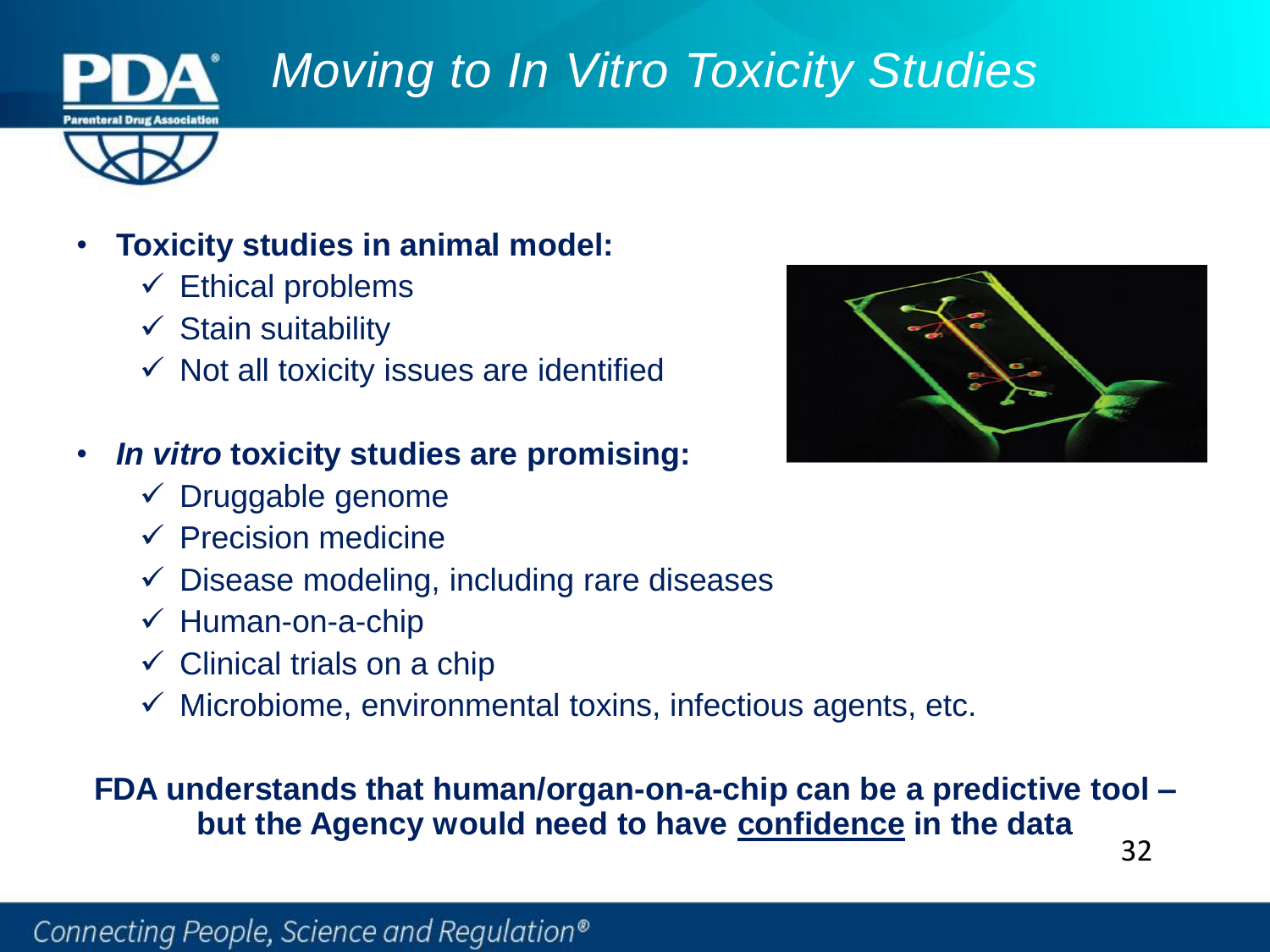# *Moving to In Vitro Toxicity Studies*

- **Toxicity studies in animal model:**
  - ✓ Ethical problems
  - ✓ Stain suitability
  - ✓ Not all toxicity issues are identified
- ***In vitro* toxicity studies are promising:**
  - ✓ Druggable genome
  - ✓ Precision medicine
  - ✓ Disease modeling, including rare diseases
  - ✓ Human-on-a-chip
  - ✓ Clinical trials on a chip
  - ✓ Microbiome, environmental toxins, infectious agents, etc.

**FDA understands that human/organ-on-a-chip can be a predictive tool – but the Agency would need to have <u>confidence</u> in the data**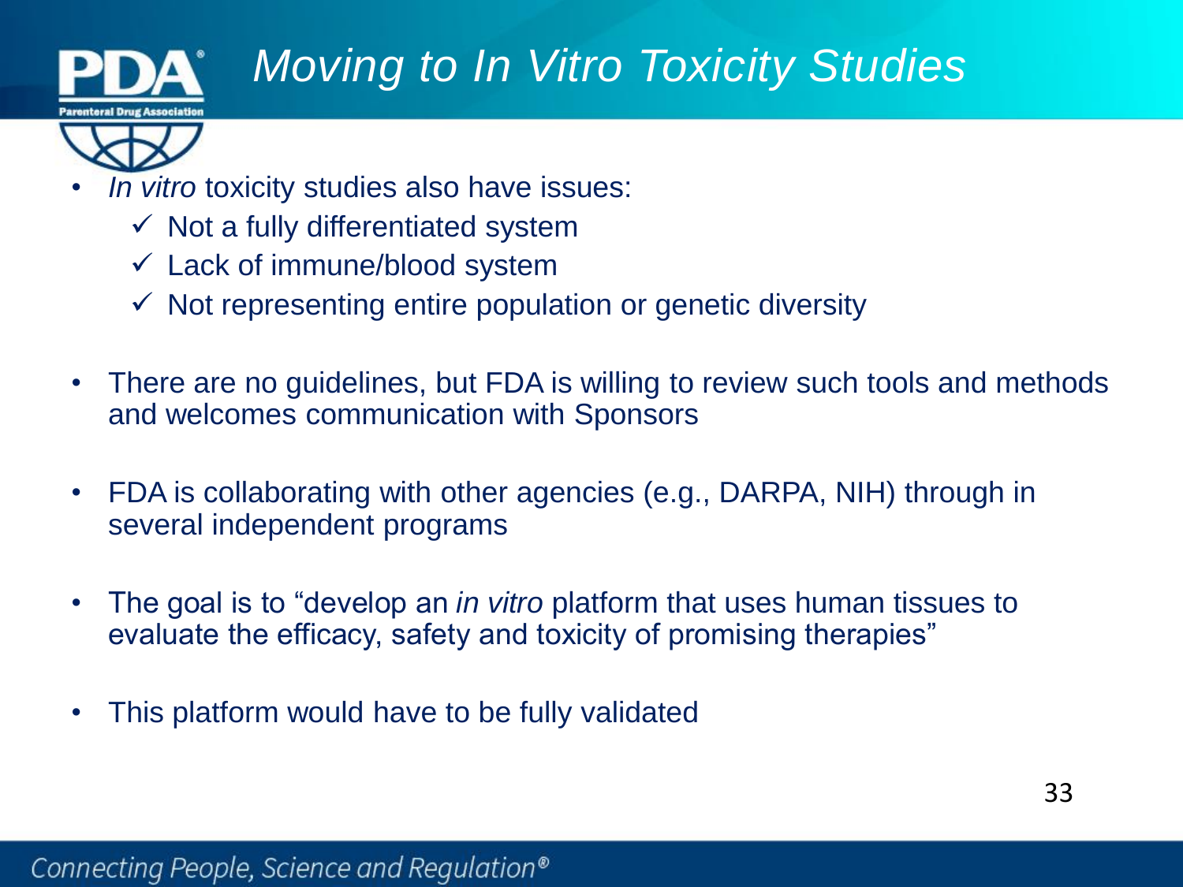# *Moving to In Vitro Toxicity Studies*

- *In vitro* toxicity studies also have issues:
  - ✓ Not a fully differentiated system
  - ✓ Lack of immune/blood system
  - ✓ Not representing entire population or genetic diversity

- There are no guidelines, but FDA is willing to review such tools and methods and welcomes communication with Sponsors

- FDA is collaborating with other agencies (e.g., DARPA, NIH) through in several independent programs

- The goal is to "develop an *in vitro* platform that uses human tissues to evaluate the efficacy, safety and toxicity of promising therapies"

- This platform would have to be fully validated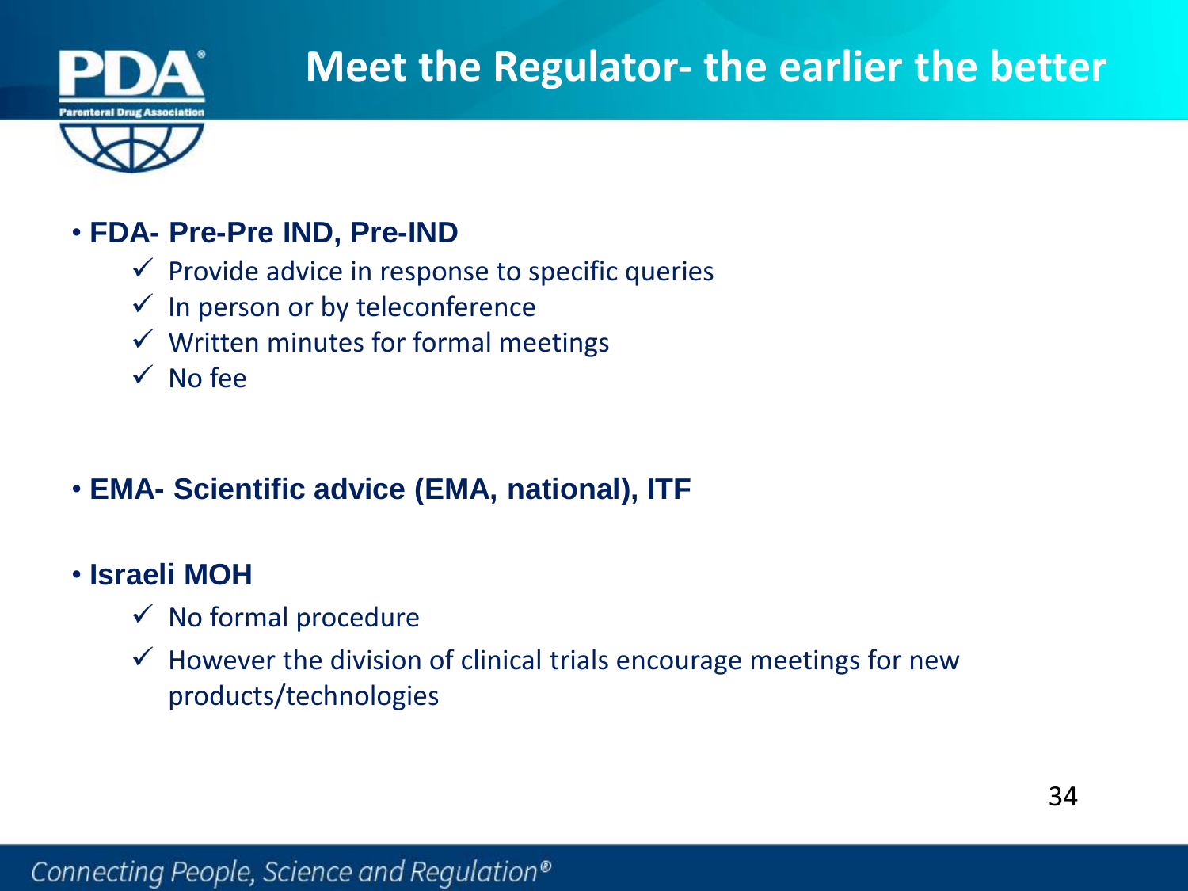# Meet the Regulator- the earlier the better

- **FDA- Pre-Pre IND, Pre-IND**
  - ✓ Provide advice in response to specific queries
  - ✓ In person or by teleconference
  - ✓ Written minutes for formal meetings
  - ✓ No fee

- **EMA- Scientific advice (EMA, national), ITF**

- **Israeli MOH**
  - ✓ No formal procedure
  - ✓ However the division of clinical trials encourage meetings for new products/technologies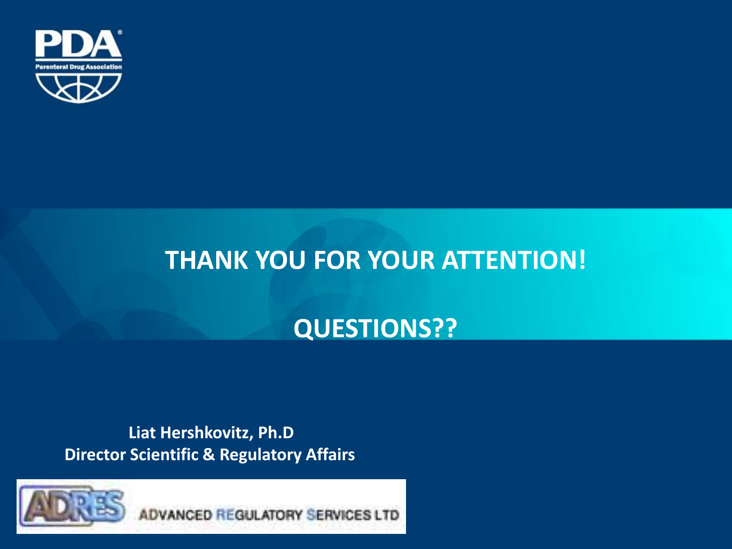# THANK YOU FOR YOUR ATTENTION!

# QUESTIONS??

**Liat Hershkovitz, Ph.D**
**Director Scientific & Regulatory Affairs**

ADVANCED REGULATORY SERVICES LTD